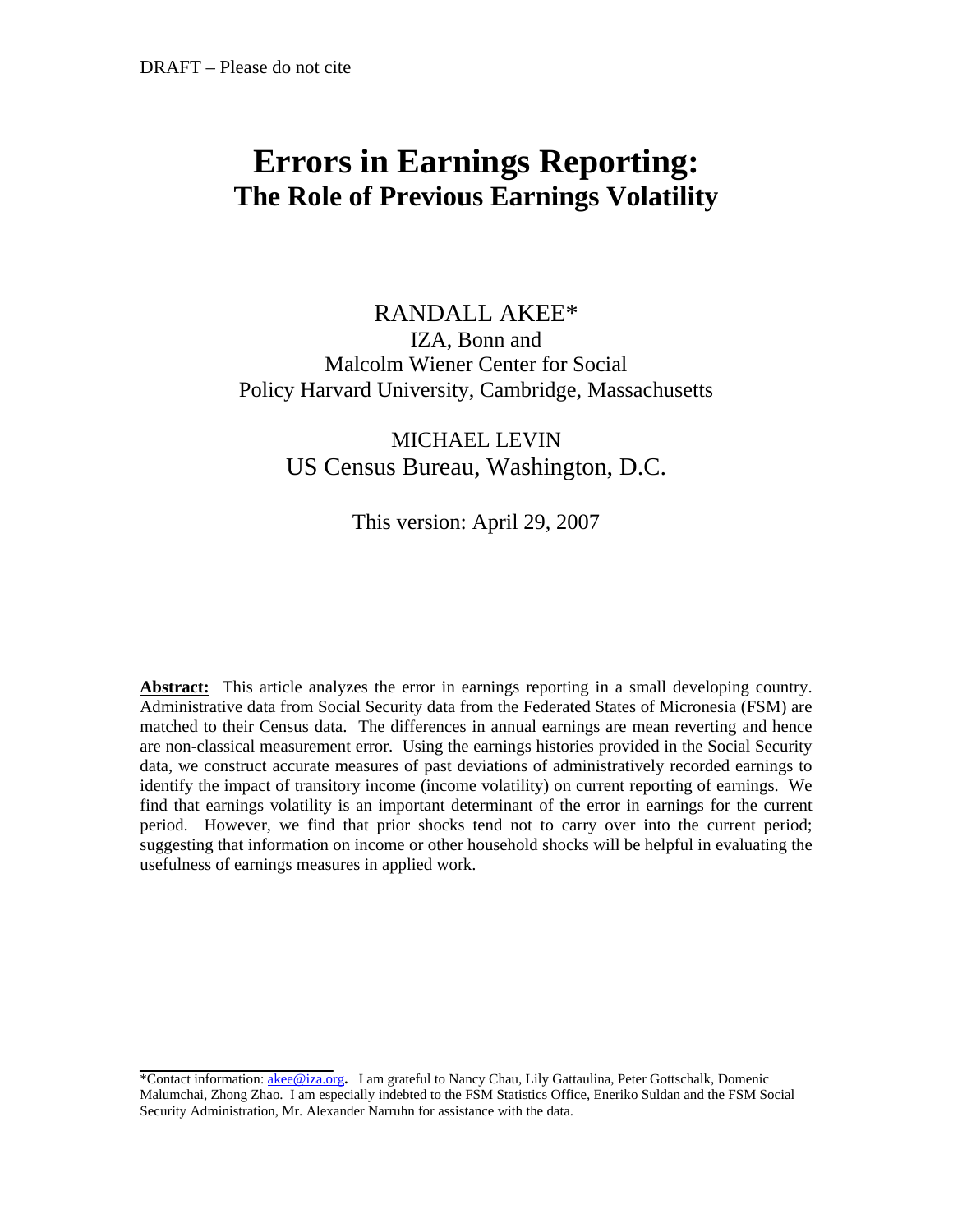DRAFT – Please do not cite

# Errors in Earnings Reporting:
## The Role of Previous Earnings Volatility

RANDALL AKEE*
IZA, Bonn and
Malcolm Wiener Center for Social
Policy Harvard University, Cambridge, Massachusetts

MICHAEL LEVIN
US Census Bureau, Washington, D.C.

This version: April 29, 2007

**Abstract:** This article analyzes the error in earnings reporting in a small developing country. Administrative data from Social Security data from the Federated States of Micronesia (FSM) are matched to their Census data. The differences in annual earnings are mean reverting and hence are non-classical measurement error. Using the earnings histories provided in the Social Security data, we construct accurate measures of past deviations of administratively recorded earnings to identify the impact of transitory income (income volatility) on current reporting of earnings. We find that earnings volatility is an important determinant of the error in earnings for the current period. However, we find that prior shocks tend not to carry over into the current period; suggesting that information on income or other household shocks will be helpful in evaluating the usefulness of earnings measures in applied work.

*Contact information: akee@iza.org**.** I am grateful to Nancy Chau, Lily Gattaulina, Peter Gottschalk, Domenic Malumchai, Zhong Zhao. I am especially indebted to the FSM Statistics Office, Eneriko Suldan and the FSM Social Security Administration, Mr. Alexander Narruhn for assistance with the data.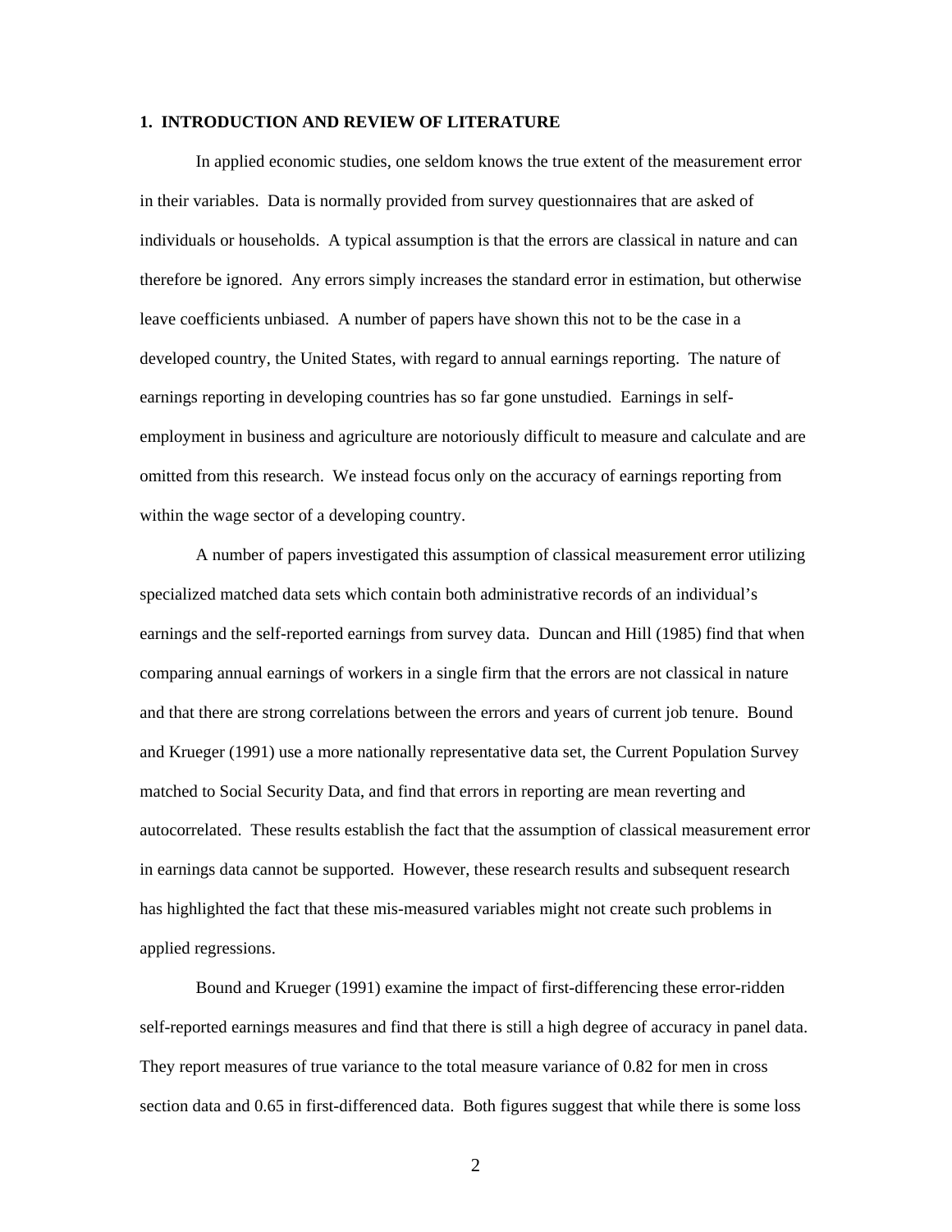## 1. INTRODUCTION AND REVIEW OF LITERATURE

In applied economic studies, one seldom knows the true extent of the measurement error in their variables. Data is normally provided from survey questionnaires that are asked of individuals or households. A typical assumption is that the errors are classical in nature and can therefore be ignored. Any errors simply increases the standard error in estimation, but otherwise leave coefficients unbiased. A number of papers have shown this not to be the case in a developed country, the United States, with regard to annual earnings reporting. The nature of earnings reporting in developing countries has so far gone unstudied. Earnings in self-employment in business and agriculture are notoriously difficult to measure and calculate and are omitted from this research. We instead focus only on the accuracy of earnings reporting from within the wage sector of a developing country.

A number of papers investigated this assumption of classical measurement error utilizing specialized matched data sets which contain both administrative records of an individual's earnings and the self-reported earnings from survey data. Duncan and Hill (1985) find that when comparing annual earnings of workers in a single firm that the errors are not classical in nature and that there are strong correlations between the errors and years of current job tenure. Bound and Krueger (1991) use a more nationally representative data set, the Current Population Survey matched to Social Security Data, and find that errors in reporting are mean reverting and autocorrelated. These results establish the fact that the assumption of classical measurement error in earnings data cannot be supported. However, these research results and subsequent research has highlighted the fact that these mis-measured variables might not create such problems in applied regressions.

Bound and Krueger (1991) examine the impact of first-differencing these error-ridden self-reported earnings measures and find that there is still a high degree of accuracy in panel data. They report measures of true variance to the total measure variance of 0.82 for men in cross section data and 0.65 in first-differenced data. Both figures suggest that while there is some loss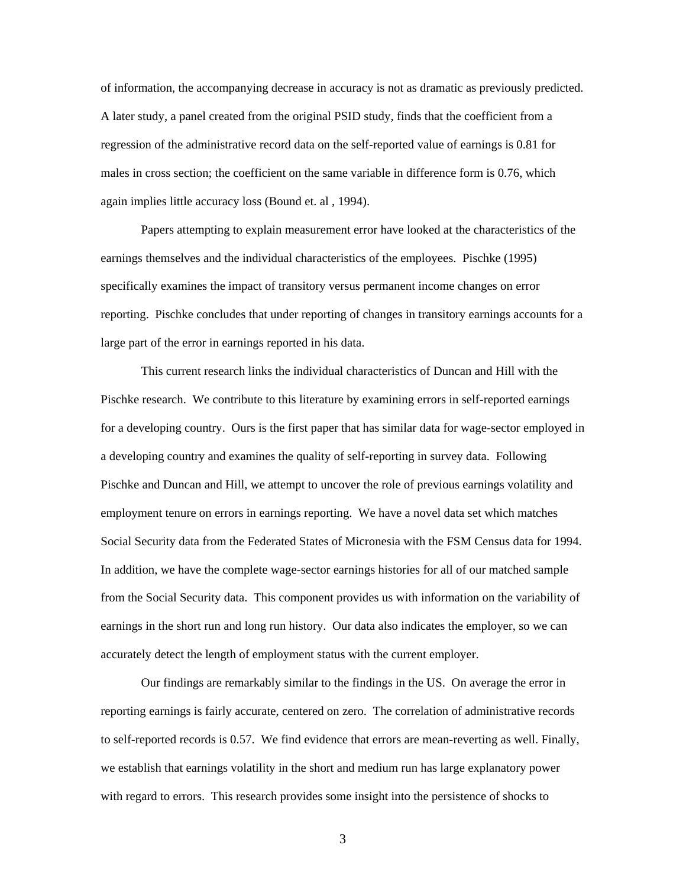of information, the accompanying decrease in accuracy is not as dramatic as previously predicted. A later study, a panel created from the original PSID study, finds that the coefficient from a regression of the administrative record data on the self-reported value of earnings is 0.81 for males in cross section; the coefficient on the same variable in difference form is 0.76, which again implies little accuracy loss (Bound et. al , 1994).

Papers attempting to explain measurement error have looked at the characteristics of the earnings themselves and the individual characteristics of the employees. Pischke (1995) specifically examines the impact of transitory versus permanent income changes on error reporting. Pischke concludes that under reporting of changes in transitory earnings accounts for a large part of the error in earnings reported in his data.

This current research links the individual characteristics of Duncan and Hill with the Pischke research. We contribute to this literature by examining errors in self-reported earnings for a developing country. Ours is the first paper that has similar data for wage-sector employed in a developing country and examines the quality of self-reporting in survey data. Following Pischke and Duncan and Hill, we attempt to uncover the role of previous earnings volatility and employment tenure on errors in earnings reporting. We have a novel data set which matches Social Security data from the Federated States of Micronesia with the FSM Census data for 1994. In addition, we have the complete wage-sector earnings histories for all of our matched sample from the Social Security data. This component provides us with information on the variability of earnings in the short run and long run history. Our data also indicates the employer, so we can accurately detect the length of employment status with the current employer.

Our findings are remarkably similar to the findings in the US. On average the error in reporting earnings is fairly accurate, centered on zero. The correlation of administrative records to self-reported records is 0.57. We find evidence that errors are mean-reverting as well. Finally, we establish that earnings volatility in the short and medium run has large explanatory power with regard to errors. This research provides some insight into the persistence of shocks to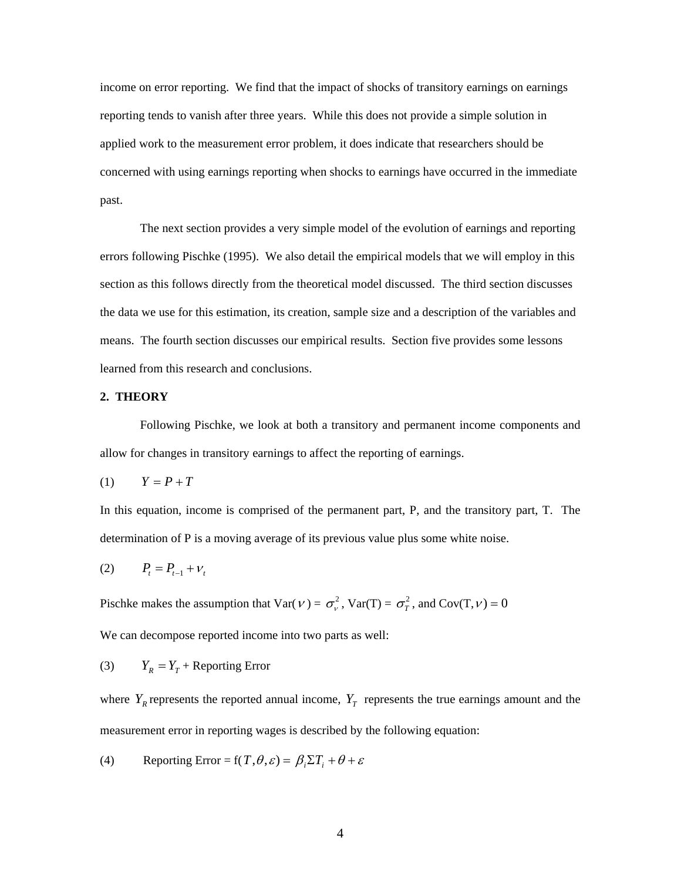income on error reporting. We find that the impact of shocks of transitory earnings on earnings reporting tends to vanish after three years. While this does not provide a simple solution in applied work to the measurement error problem, it does indicate that researchers should be concerned with using earnings reporting when shocks to earnings have occurred in the immediate past.

The next section provides a very simple model of the evolution of earnings and reporting errors following Pischke (1995). We also detail the empirical models that we will employ in this section as this follows directly from the theoretical model discussed. The third section discusses the data we use for this estimation, its creation, sample size and a description of the variables and means. The fourth section discusses our empirical results. Section five provides some lessons learned from this research and conclusions.

## 2. THEORY

Following Pischke, we look at both a transitory and permanent income components and allow for changes in transitory earnings to affect the reporting of earnings.

(1) $Y = P + T$

In this equation, income is comprised of the permanent part, P, and the transitory part, T. The determination of P is a moving average of its previous value plus some white noise.

(2) $P_t = P_{t-1} + \nu_t$

Pischke makes the assumption that Var($\nu$) = $\sigma_\nu^2$, Var(T) = $\sigma_T^2$, and Cov(T,$\nu$) = 0

We can decompose reported income into two parts as well:

(3) $Y_R = Y_T$ + Reporting Error

where $Y_R$ represents the reported annual income, $Y_T$ represents the true earnings amount and the measurement error in reporting wages is described by the following equation:

(4) Reporting Error = f($T, \theta, \varepsilon$) = $\beta_i \Sigma T_i + \theta + \varepsilon$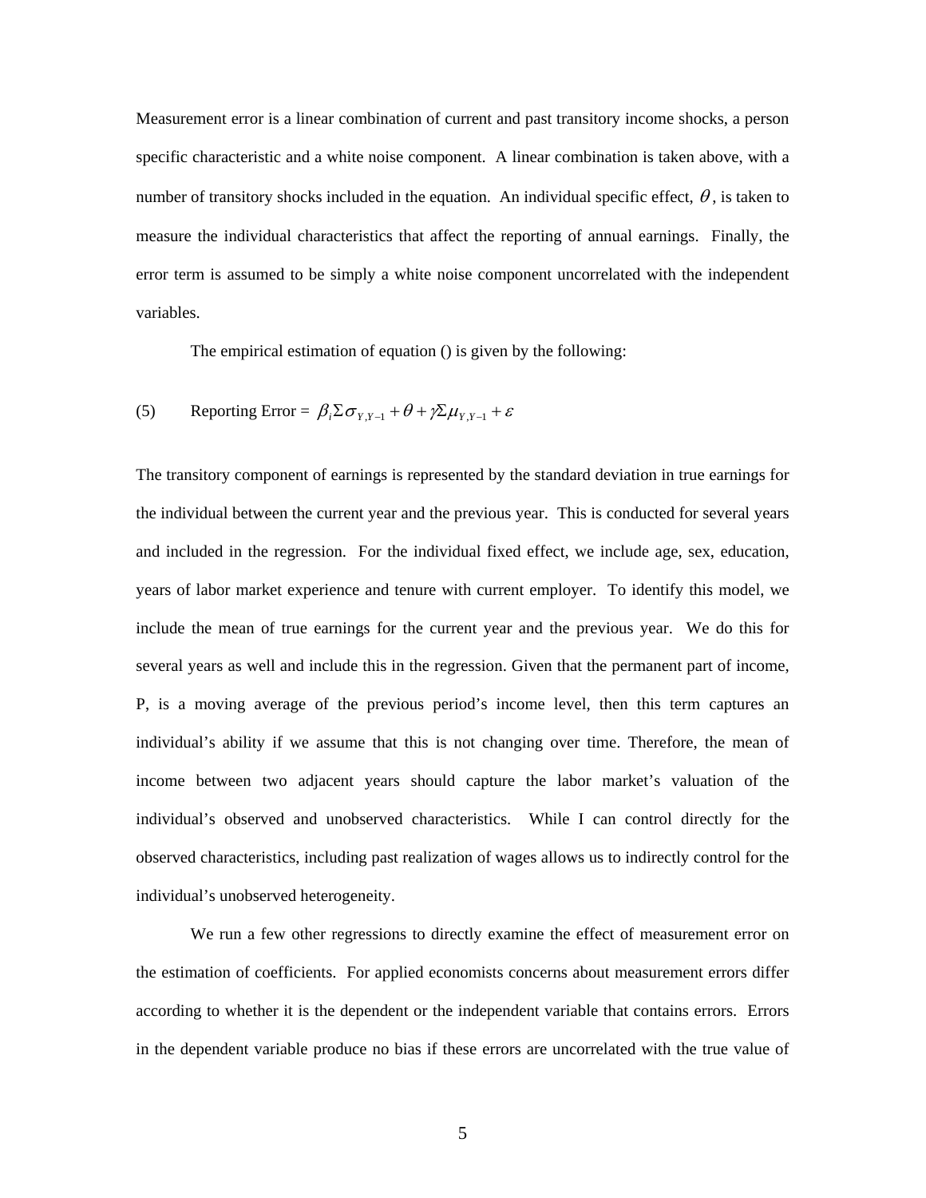Measurement error is a linear combination of current and past transitory income shocks, a person specific characteristic and a white noise component. A linear combination is taken above, with a number of transitory shocks included in the equation. An individual specific effect, $\theta$, is taken to measure the individual characteristics that affect the reporting of annual earnings. Finally, the error term is assumed to be simply a white noise component uncorrelated with the independent variables.

The empirical estimation of equation () is given by the following:

$$\text{(5)} \qquad \text{Reporting Error} = \beta_i \Sigma \sigma_{Y,Y-1} + \theta + \gamma \Sigma \mu_{Y,Y-1} + \varepsilon$$

The transitory component of earnings is represented by the standard deviation in true earnings for the individual between the current year and the previous year. This is conducted for several years and included in the regression. For the individual fixed effect, we include age, sex, education, years of labor market experience and tenure with current employer. To identify this model, we include the mean of true earnings for the current year and the previous year. We do this for several years as well and include this in the regression. Given that the permanent part of income, P, is a moving average of the previous period's income level, then this term captures an individual's ability if we assume that this is not changing over time. Therefore, the mean of income between two adjacent years should capture the labor market's valuation of the individual's observed and unobserved characteristics. While I can control directly for the observed characteristics, including past realization of wages allows us to indirectly control for the individual's unobserved heterogeneity.

We run a few other regressions to directly examine the effect of measurement error on the estimation of coefficients. For applied economists concerns about measurement errors differ according to whether it is the dependent or the independent variable that contains errors. Errors in the dependent variable produce no bias if these errors are uncorrelated with the true value of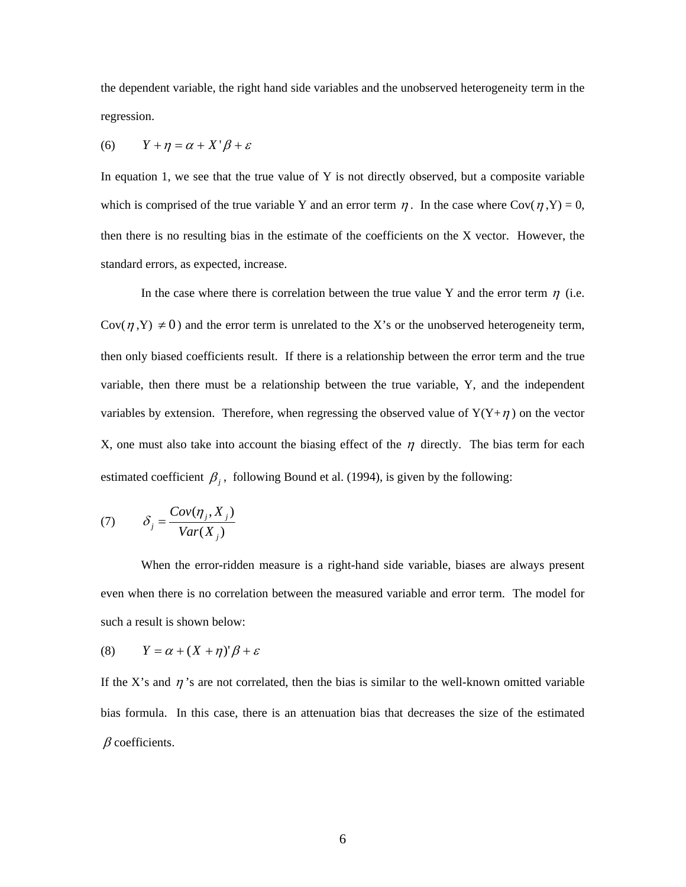the dependent variable, the right hand side variables and the unobserved heterogeneity term in the regression.

$$(6) \qquad Y + \eta = \alpha + X'\beta + \varepsilon$$

In equation 1, we see that the true value of Y is not directly observed, but a composite variable which is comprised of the true variable Y and an error term $\eta$. In the case where Cov($\eta$,Y) = 0, then there is no resulting bias in the estimate of the coefficients on the X vector. However, the standard errors, as expected, increase.

In the case where there is correlation between the true value Y and the error term $\eta$ (i.e. Cov($\eta$,Y) $\neq 0$) and the error term is unrelated to the X's or the unobserved heterogeneity term, then only biased coefficients result. If there is a relationship between the error term and the true variable, then there must be a relationship between the true variable, Y, and the independent variables by extension. Therefore, when regressing the observed value of Y(Y+$\eta$) on the vector X, one must also take into account the biasing effect of the $\eta$ directly. The bias term for each estimated coefficient $\beta_j$, following Bound et al. (1994), is given by the following:

$$(7) \qquad \delta_j = \frac{Cov(\eta_j, X_j)}{Var(X_j)}$$

When the error-ridden measure is a right-hand side variable, biases are always present even when there is no correlation between the measured variable and error term. The model for such a result is shown below:

$$(8) \qquad Y = \alpha + (X + \eta)'\beta + \varepsilon$$

If the X's and $\eta$'s are not correlated, then the bias is similar to the well-known omitted variable bias formula. In this case, there is an attenuation bias that decreases the size of the estimated $\beta$ coefficients.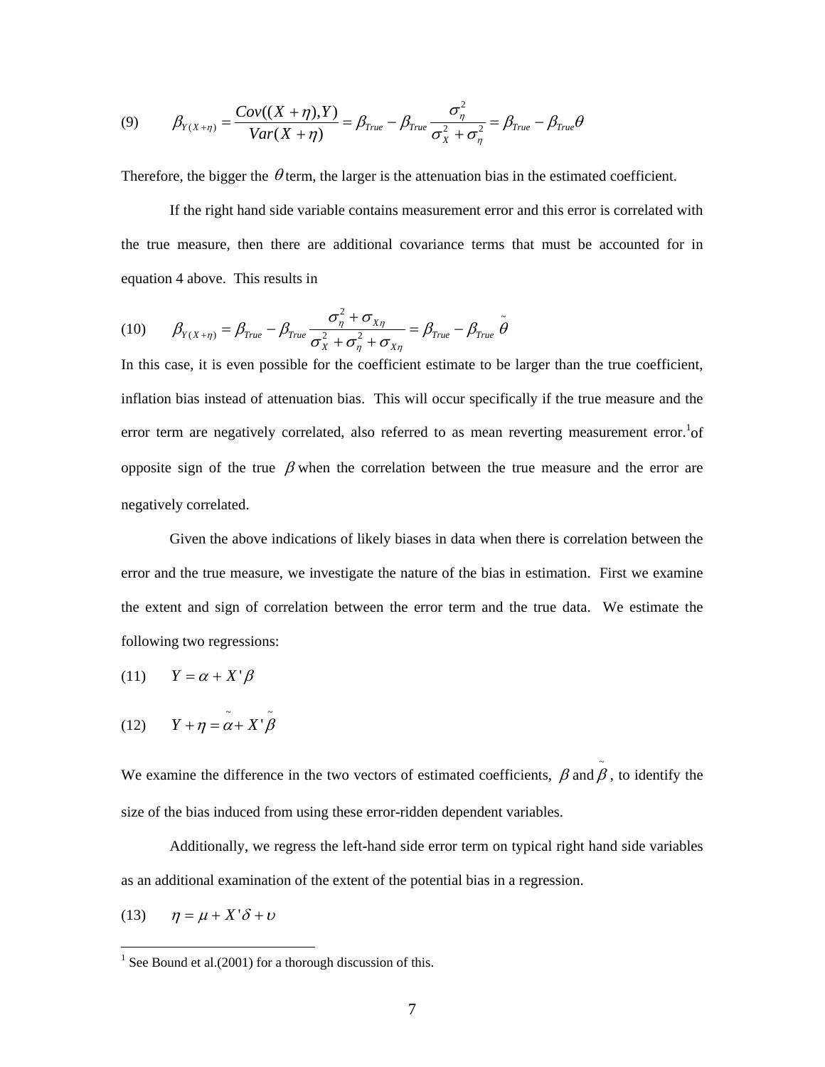$$(9) \qquad \beta_{Y(X+\eta)} = \frac{Cov((X+\eta),Y)}{Var(X+\eta)} = \beta_{True} - \beta_{True}\frac{\sigma_\eta^2}{\sigma_X^2 + \sigma_\eta^2} = \beta_{True} - \beta_{True}\theta$$

Therefore, the bigger the $\theta$ term, the larger is the attenuation bias in the estimated coefficient.

If the right hand side variable contains measurement error and this error is correlated with the true measure, then there are additional covariance terms that must be accounted for in equation 4 above. This results in

$$(10) \qquad \beta_{Y(X+\eta)} = \beta_{True} - \beta_{True}\frac{\sigma_\eta^2 + \sigma_{X\eta}}{\sigma_X^2 + \sigma_\eta^2 + \sigma_{X\eta}} = \beta_{True} - \beta_{True}\,\tilde{\theta}$$

In this case, it is even possible for the coefficient estimate to be larger than the true coefficient, inflation bias instead of attenuation bias. This will occur specifically if the true measure and the error term are negatively correlated, also referred to as mean reverting measurement error.[1]of opposite sign of the true $\beta$ when the correlation between the true measure and the error are negatively correlated.

Given the above indications of likely biases in data when there is correlation between the error and the true measure, we investigate the nature of the bias in estimation. First we examine the extent and sign of correlation between the error term and the true data. We estimate the following two regressions:

$$(11) \qquad Y = \alpha + X'\beta$$

$$(12) \qquad Y + \eta = \tilde{\alpha} + X'\tilde{\beta}$$

We examine the difference in the two vectors of estimated coefficients, $\beta$ and $\tilde{\beta}$, to identify the size of the bias induced from using these error-ridden dependent variables.

Additionally, we regress the left-hand side error term on typical right hand side variables as an additional examination of the extent of the potential bias in a regression.

$$(13) \qquad \eta = \mu + X'\delta + \upsilon$$

[1] See Bound et al.(2001) for a thorough discussion of this.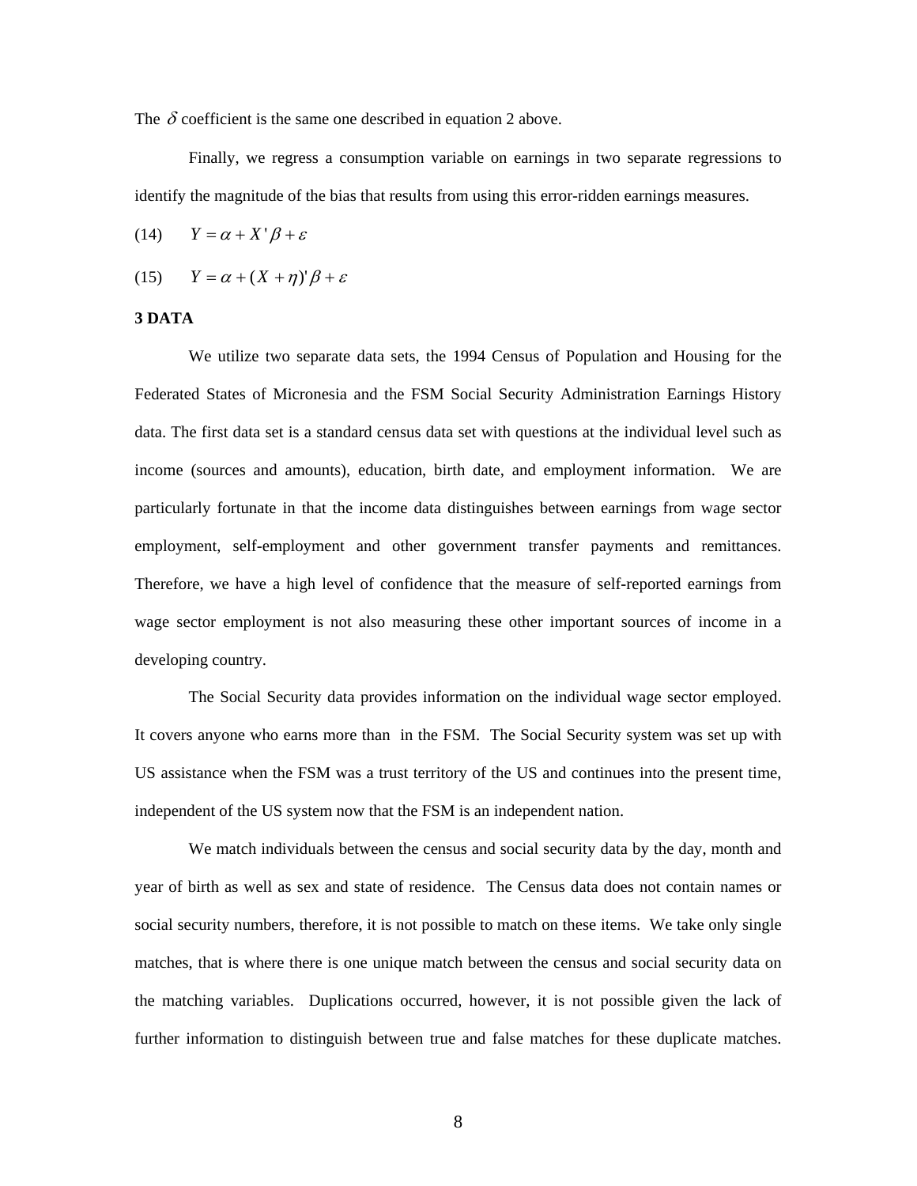The $\delta$ coefficient is the same one described in equation 2 above.

Finally, we regress a consumption variable on earnings in two separate regressions to identify the magnitude of the bias that results from using this error-ridden earnings measures.

(14) $$Y = \alpha + X'\beta + \varepsilon$$

(15) $$Y = \alpha + (X + \eta)'\beta + \varepsilon$$

**3 DATA**

We utilize two separate data sets, the 1994 Census of Population and Housing for the Federated States of Micronesia and the FSM Social Security Administration Earnings History data. The first data set is a standard census data set with questions at the individual level such as income (sources and amounts), education, birth date, and employment information. We are particularly fortunate in that the income data distinguishes between earnings from wage sector employment, self-employment and other government transfer payments and remittances. Therefore, we have a high level of confidence that the measure of self-reported earnings from wage sector employment is not also measuring these other important sources of income in a developing country.

The Social Security data provides information on the individual wage sector employed. It covers anyone who earns more than  in the FSM. The Social Security system was set up with US assistance when the FSM was a trust territory of the US and continues into the present time, independent of the US system now that the FSM is an independent nation.

We match individuals between the census and social security data by the day, month and year of birth as well as sex and state of residence. The Census data does not contain names or social security numbers, therefore, it is not possible to match on these items. We take only single matches, that is where there is one unique match between the census and social security data on the matching variables. Duplications occurred, however, it is not possible given the lack of further information to distinguish between true and false matches for these duplicate matches.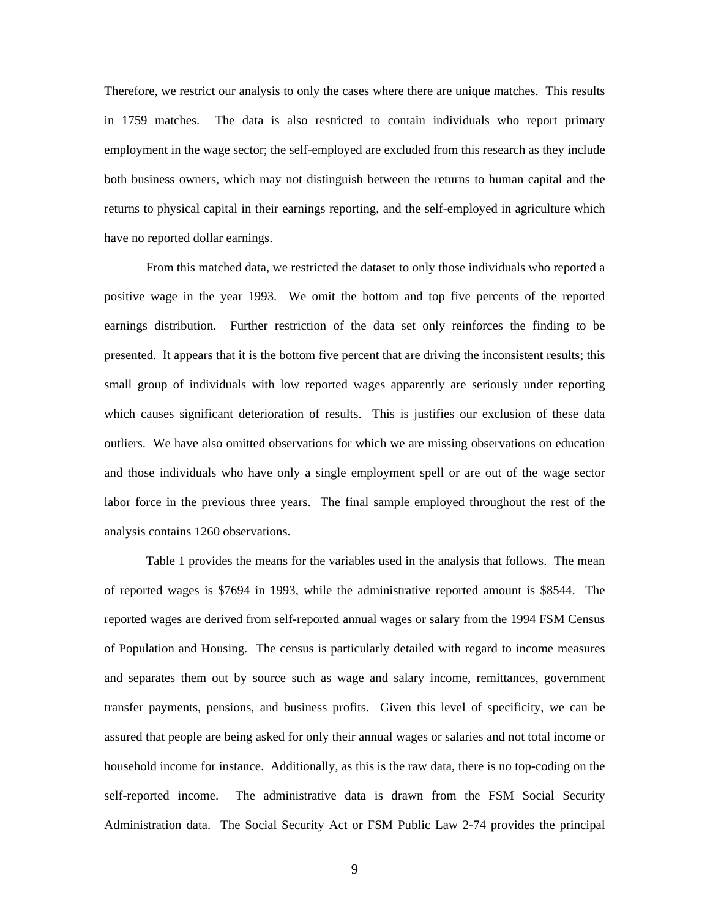Therefore, we restrict our analysis to only the cases where there are unique matches. This results in 1759 matches. The data is also restricted to contain individuals who report primary employment in the wage sector; the self-employed are excluded from this research as they include both business owners, which may not distinguish between the returns to human capital and the returns to physical capital in their earnings reporting, and the self-employed in agriculture which have no reported dollar earnings.

From this matched data, we restricted the dataset to only those individuals who reported a positive wage in the year 1993. We omit the bottom and top five percents of the reported earnings distribution. Further restriction of the data set only reinforces the finding to be presented. It appears that it is the bottom five percent that are driving the inconsistent results; this small group of individuals with low reported wages apparently are seriously under reporting which causes significant deterioration of results. This is justifies our exclusion of these data outliers. We have also omitted observations for which we are missing observations on education and those individuals who have only a single employment spell or are out of the wage sector labor force in the previous three years. The final sample employed throughout the rest of the analysis contains 1260 observations.

Table 1 provides the means for the variables used in the analysis that follows. The mean of reported wages is $7694 in 1993, while the administrative reported amount is $8544. The reported wages are derived from self-reported annual wages or salary from the 1994 FSM Census of Population and Housing. The census is particularly detailed with regard to income measures and separates them out by source such as wage and salary income, remittances, government transfer payments, pensions, and business profits. Given this level of specificity, we can be assured that people are being asked for only their annual wages or salaries and not total income or household income for instance. Additionally, as this is the raw data, there is no top-coding on the self-reported income. The administrative data is drawn from the FSM Social Security Administration data. The Social Security Act or FSM Public Law 2-74 provides the principal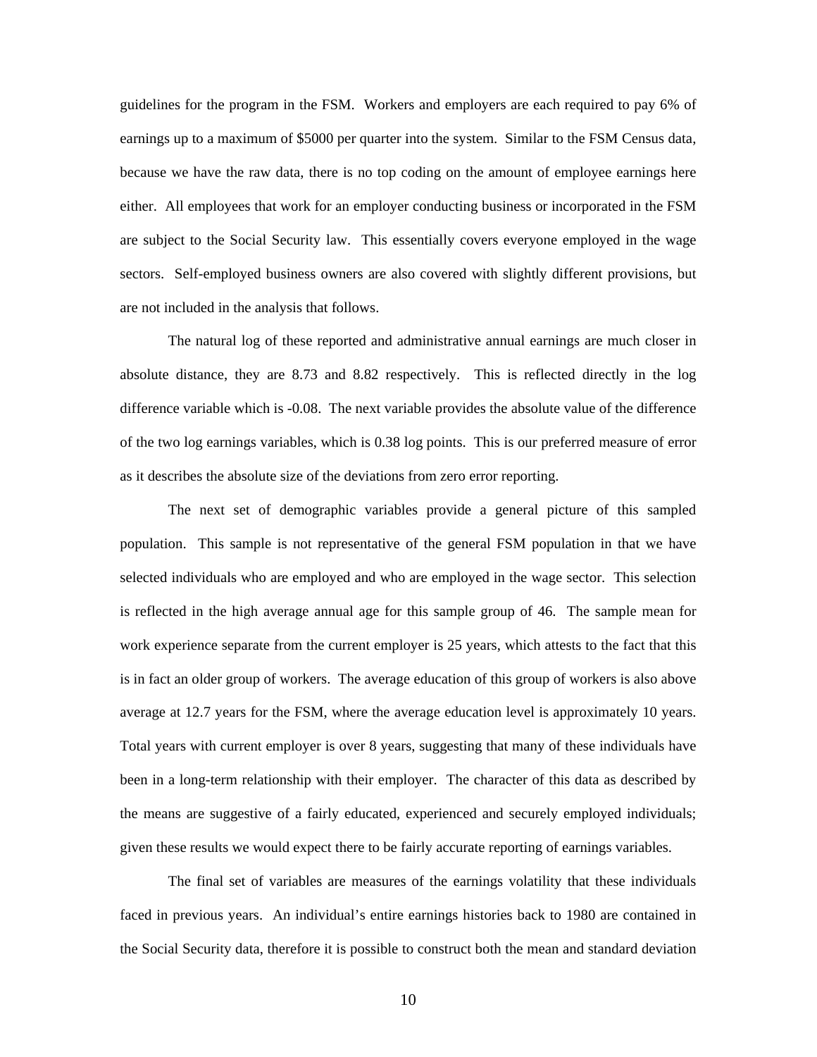guidelines for the program in the FSM. Workers and employers are each required to pay 6% of earnings up to a maximum of $5000 per quarter into the system. Similar to the FSM Census data, because we have the raw data, there is no top coding on the amount of employee earnings here either. All employees that work for an employer conducting business or incorporated in the FSM are subject to the Social Security law. This essentially covers everyone employed in the wage sectors. Self-employed business owners are also covered with slightly different provisions, but are not included in the analysis that follows.

The natural log of these reported and administrative annual earnings are much closer in absolute distance, they are 8.73 and 8.82 respectively. This is reflected directly in the log difference variable which is -0.08. The next variable provides the absolute value of the difference of the two log earnings variables, which is 0.38 log points. This is our preferred measure of error as it describes the absolute size of the deviations from zero error reporting.

The next set of demographic variables provide a general picture of this sampled population. This sample is not representative of the general FSM population in that we have selected individuals who are employed and who are employed in the wage sector. This selection is reflected in the high average annual age for this sample group of 46. The sample mean for work experience separate from the current employer is 25 years, which attests to the fact that this is in fact an older group of workers. The average education of this group of workers is also above average at 12.7 years for the FSM, where the average education level is approximately 10 years. Total years with current employer is over 8 years, suggesting that many of these individuals have been in a long-term relationship with their employer. The character of this data as described by the means are suggestive of a fairly educated, experienced and securely employed individuals; given these results we would expect there to be fairly accurate reporting of earnings variables.

The final set of variables are measures of the earnings volatility that these individuals faced in previous years. An individual's entire earnings histories back to 1980 are contained in the Social Security data, therefore it is possible to construct both the mean and standard deviation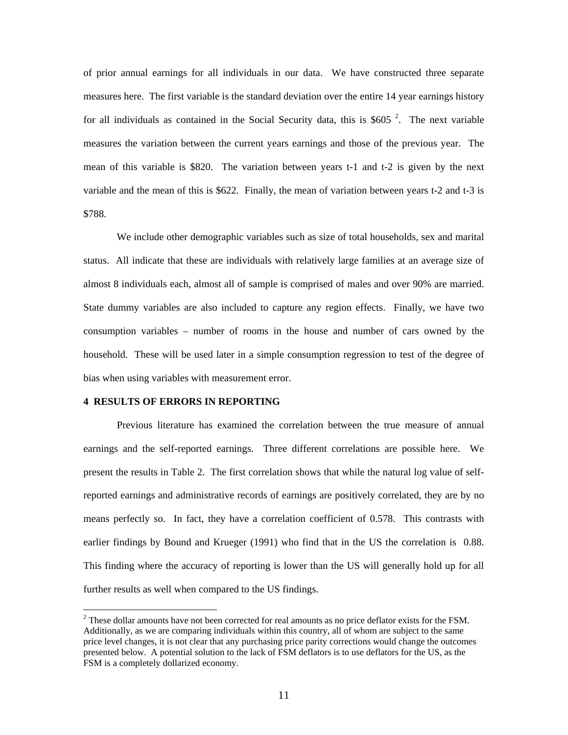of prior annual earnings for all individuals in our data. We have constructed three separate measures here. The first variable is the standard deviation over the entire 14 year earnings history for all individuals as contained in the Social Security data, this is $605 [2]. The next variable measures the variation between the current years earnings and those of the previous year. The mean of this variable is $820. The variation between years t-1 and t-2 is given by the next variable and the mean of this is $622. Finally, the mean of variation between years t-2 and t-3 is $788.

We include other demographic variables such as size of total households, sex and marital status. All indicate that these are individuals with relatively large families at an average size of almost 8 individuals each, almost all of sample is comprised of males and over 90% are married. State dummy variables are also included to capture any region effects. Finally, we have two consumption variables – number of rooms in the house and number of cars owned by the household. These will be used later in a simple consumption regression to test of the degree of bias when using variables with measurement error.

## 4 RESULTS OF ERRORS IN REPORTING

Previous literature has examined the correlation between the true measure of annual earnings and the self-reported earnings. Three different correlations are possible here. We present the results in Table 2. The first correlation shows that while the natural log value of self-reported earnings and administrative records of earnings are positively correlated, they are by no means perfectly so. In fact, they have a correlation coefficient of 0.578. This contrasts with earlier findings by Bound and Krueger (1991) who find that in the US the correlation is 0.88. This finding where the accuracy of reporting is lower than the US will generally hold up for all further results as well when compared to the US findings.

---

[2] These dollar amounts have not been corrected for real amounts as no price deflator exists for the FSM. Additionally, as we are comparing individuals within this country, all of whom are subject to the same price level changes, it is not clear that any purchasing price parity corrections would change the outcomes presented below. A potential solution to the lack of FSM deflators is to use deflators for the US, as the FSM is a completely dollarized economy.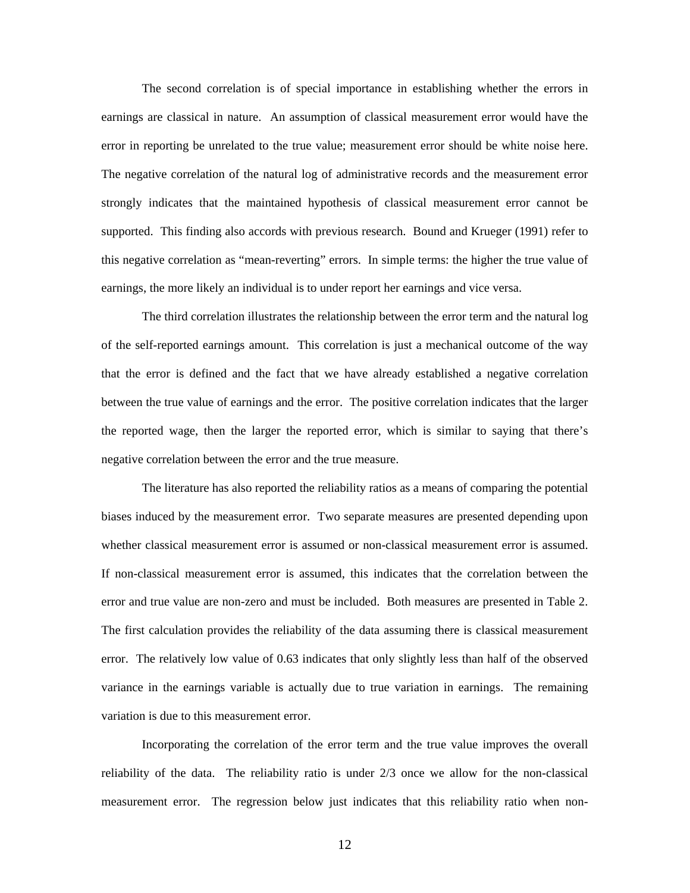The second correlation is of special importance in establishing whether the errors in earnings are classical in nature. An assumption of classical measurement error would have the error in reporting be unrelated to the true value; measurement error should be white noise here. The negative correlation of the natural log of administrative records and the measurement error strongly indicates that the maintained hypothesis of classical measurement error cannot be supported. This finding also accords with previous research. Bound and Krueger (1991) refer to this negative correlation as "mean-reverting" errors. In simple terms: the higher the true value of earnings, the more likely an individual is to under report her earnings and vice versa.

The third correlation illustrates the relationship between the error term and the natural log of the self-reported earnings amount. This correlation is just a mechanical outcome of the way that the error is defined and the fact that we have already established a negative correlation between the true value of earnings and the error. The positive correlation indicates that the larger the reported wage, then the larger the reported error, which is similar to saying that there's negative correlation between the error and the true measure.

The literature has also reported the reliability ratios as a means of comparing the potential biases induced by the measurement error. Two separate measures are presented depending upon whether classical measurement error is assumed or non-classical measurement error is assumed. If non-classical measurement error is assumed, this indicates that the correlation between the error and true value are non-zero and must be included. Both measures are presented in Table 2. The first calculation provides the reliability of the data assuming there is classical measurement error. The relatively low value of 0.63 indicates that only slightly less than half of the observed variance in the earnings variable is actually due to true variation in earnings. The remaining variation is due to this measurement error.

Incorporating the correlation of the error term and the true value improves the overall reliability of the data. The reliability ratio is under 2/3 once we allow for the non-classical measurement error. The regression below just indicates that this reliability ratio when non-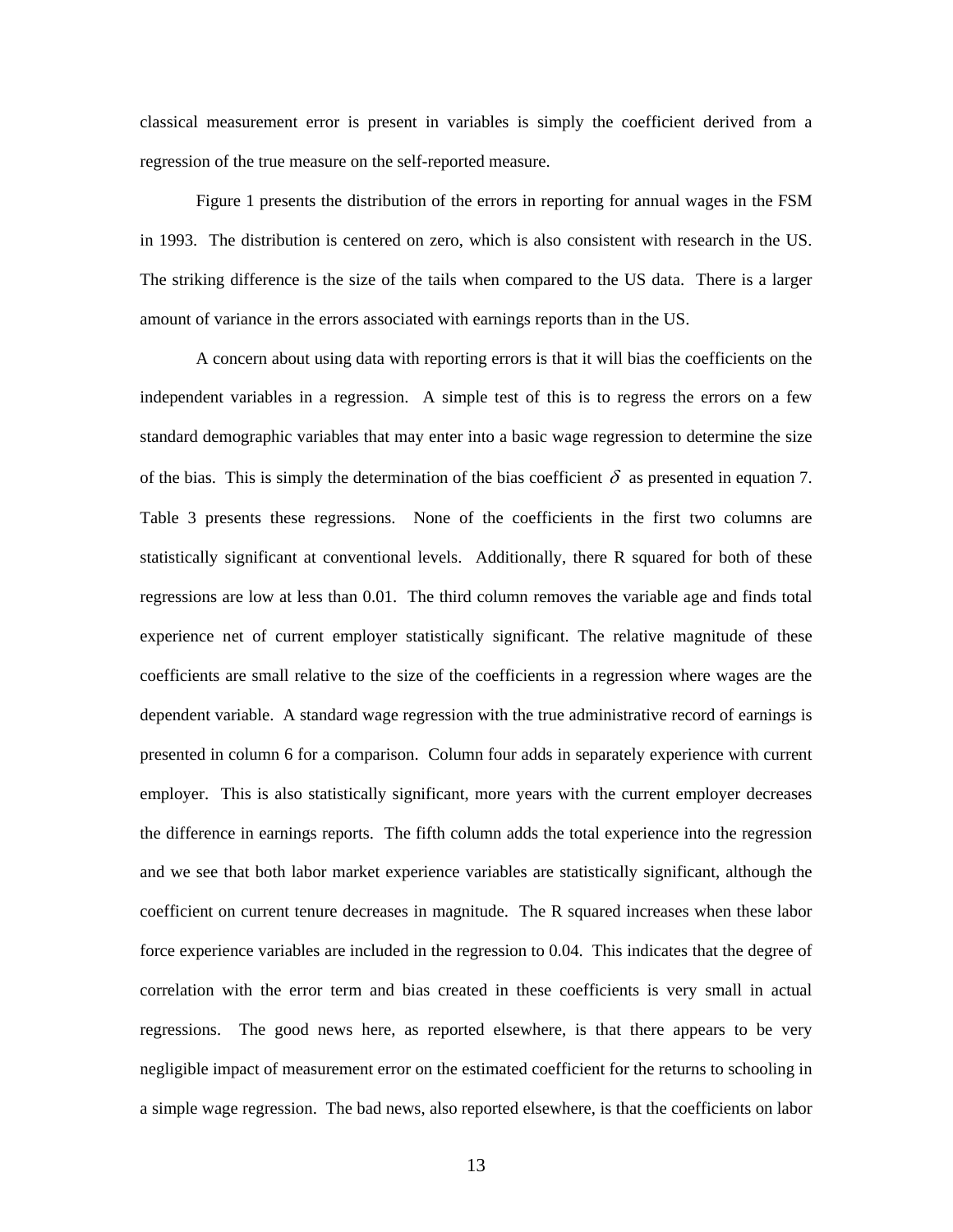classical measurement error is present in variables is simply the coefficient derived from a regression of the true measure on the self-reported measure.

Figure 1 presents the distribution of the errors in reporting for annual wages in the FSM in 1993. The distribution is centered on zero, which is also consistent with research in the US. The striking difference is the size of the tails when compared to the US data. There is a larger amount of variance in the errors associated with earnings reports than in the US.

A concern about using data with reporting errors is that it will bias the coefficients on the independent variables in a regression. A simple test of this is to regress the errors on a few standard demographic variables that may enter into a basic wage regression to determine the size of the bias. This is simply the determination of the bias coefficient $\delta$ as presented in equation 7. Table 3 presents these regressions. None of the coefficients in the first two columns are statistically significant at conventional levels. Additionally, there R squared for both of these regressions are low at less than 0.01. The third column removes the variable age and finds total experience net of current employer statistically significant. The relative magnitude of these coefficients are small relative to the size of the coefficients in a regression where wages are the dependent variable. A standard wage regression with the true administrative record of earnings is presented in column 6 for a comparison. Column four adds in separately experience with current employer. This is also statistically significant, more years with the current employer decreases the difference in earnings reports. The fifth column adds the total experience into the regression and we see that both labor market experience variables are statistically significant, although the coefficient on current tenure decreases in magnitude. The R squared increases when these labor force experience variables are included in the regression to 0.04. This indicates that the degree of correlation with the error term and bias created in these coefficients is very small in actual regressions. The good news here, as reported elsewhere, is that there appears to be very negligible impact of measurement error on the estimated coefficient for the returns to schooling in a simple wage regression. The bad news, also reported elsewhere, is that the coefficients on labor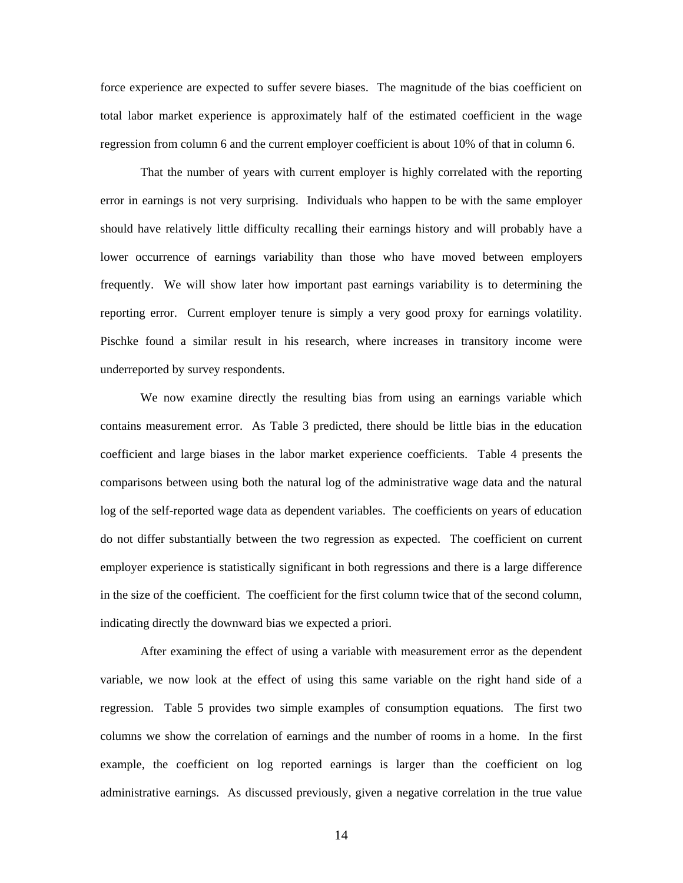force experience are expected to suffer severe biases. The magnitude of the bias coefficient on total labor market experience is approximately half of the estimated coefficient in the wage regression from column 6 and the current employer coefficient is about 10% of that in column 6.

That the number of years with current employer is highly correlated with the reporting error in earnings is not very surprising. Individuals who happen to be with the same employer should have relatively little difficulty recalling their earnings history and will probably have a lower occurrence of earnings variability than those who have moved between employers frequently. We will show later how important past earnings variability is to determining the reporting error. Current employer tenure is simply a very good proxy for earnings volatility. Pischke found a similar result in his research, where increases in transitory income were underreported by survey respondents.

We now examine directly the resulting bias from using an earnings variable which contains measurement error. As Table 3 predicted, there should be little bias in the education coefficient and large biases in the labor market experience coefficients. Table 4 presents the comparisons between using both the natural log of the administrative wage data and the natural log of the self-reported wage data as dependent variables. The coefficients on years of education do not differ substantially between the two regression as expected. The coefficient on current employer experience is statistically significant in both regressions and there is a large difference in the size of the coefficient. The coefficient for the first column twice that of the second column, indicating directly the downward bias we expected a priori.

After examining the effect of using a variable with measurement error as the dependent variable, we now look at the effect of using this same variable on the right hand side of a regression. Table 5 provides two simple examples of consumption equations. The first two columns we show the correlation of earnings and the number of rooms in a home. In the first example, the coefficient on log reported earnings is larger than the coefficient on log administrative earnings. As discussed previously, given a negative correlation in the true value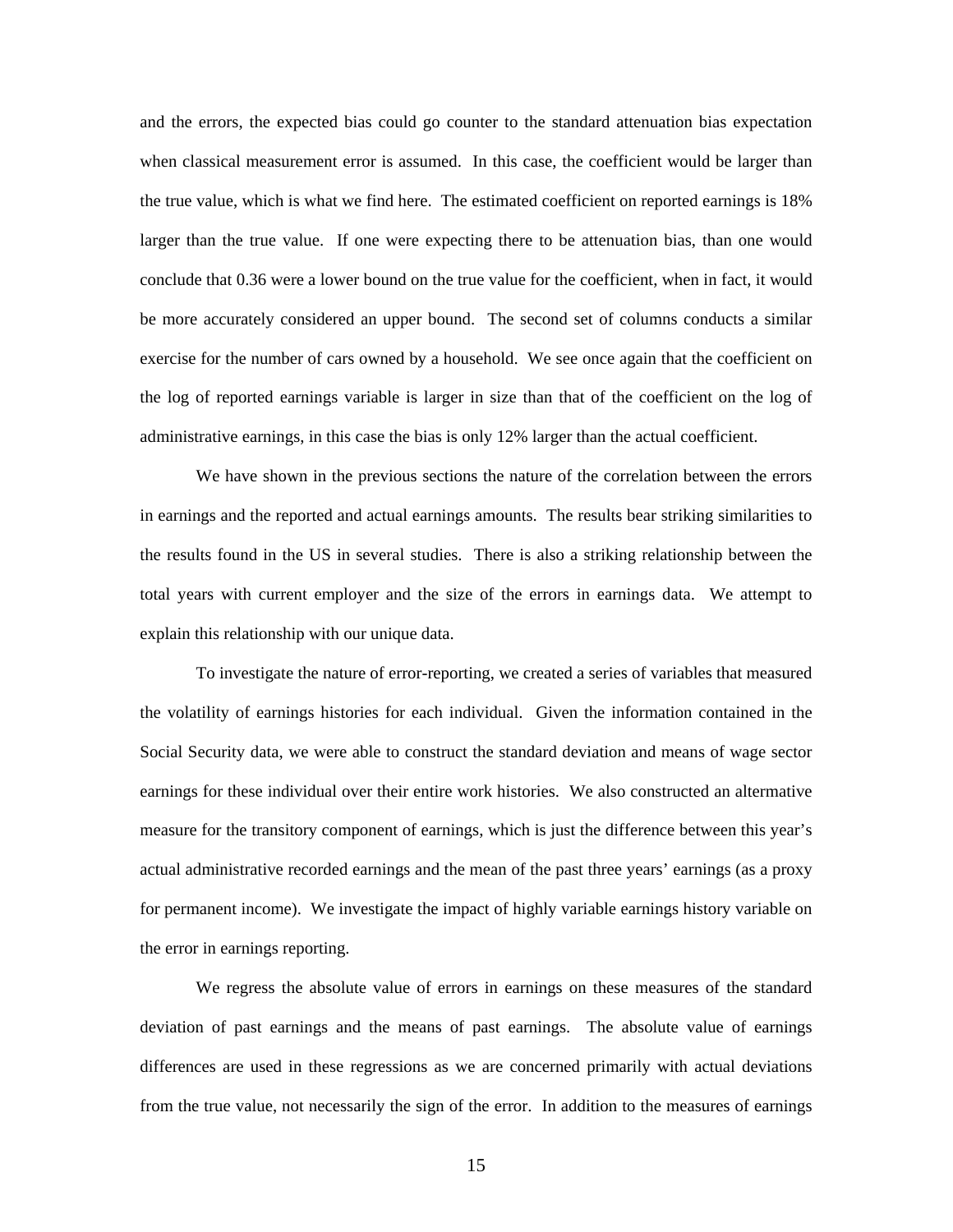and the errors, the expected bias could go counter to the standard attenuation bias expectation when classical measurement error is assumed. In this case, the coefficient would be larger than the true value, which is what we find here. The estimated coefficient on reported earnings is 18% larger than the true value. If one were expecting there to be attenuation bias, than one would conclude that 0.36 were a lower bound on the true value for the coefficient, when in fact, it would be more accurately considered an upper bound. The second set of columns conducts a similar exercise for the number of cars owned by a household. We see once again that the coefficient on the log of reported earnings variable is larger in size than that of the coefficient on the log of administrative earnings, in this case the bias is only 12% larger than the actual coefficient.

We have shown in the previous sections the nature of the correlation between the errors in earnings and the reported and actual earnings amounts. The results bear striking similarities to the results found in the US in several studies. There is also a striking relationship between the total years with current employer and the size of the errors in earnings data. We attempt to explain this relationship with our unique data.

To investigate the nature of error-reporting, we created a series of variables that measured the volatility of earnings histories for each individual. Given the information contained in the Social Security data, we were able to construct the standard deviation and means of wage sector earnings for these individual over their entire work histories. We also constructed an altermative measure for the transitory component of earnings, which is just the difference between this year's actual administrative recorded earnings and the mean of the past three years' earnings (as a proxy for permanent income). We investigate the impact of highly variable earnings history variable on the error in earnings reporting.

We regress the absolute value of errors in earnings on these measures of the standard deviation of past earnings and the means of past earnings. The absolute value of earnings differences are used in these regressions as we are concerned primarily with actual deviations from the true value, not necessarily the sign of the error. In addition to the measures of earnings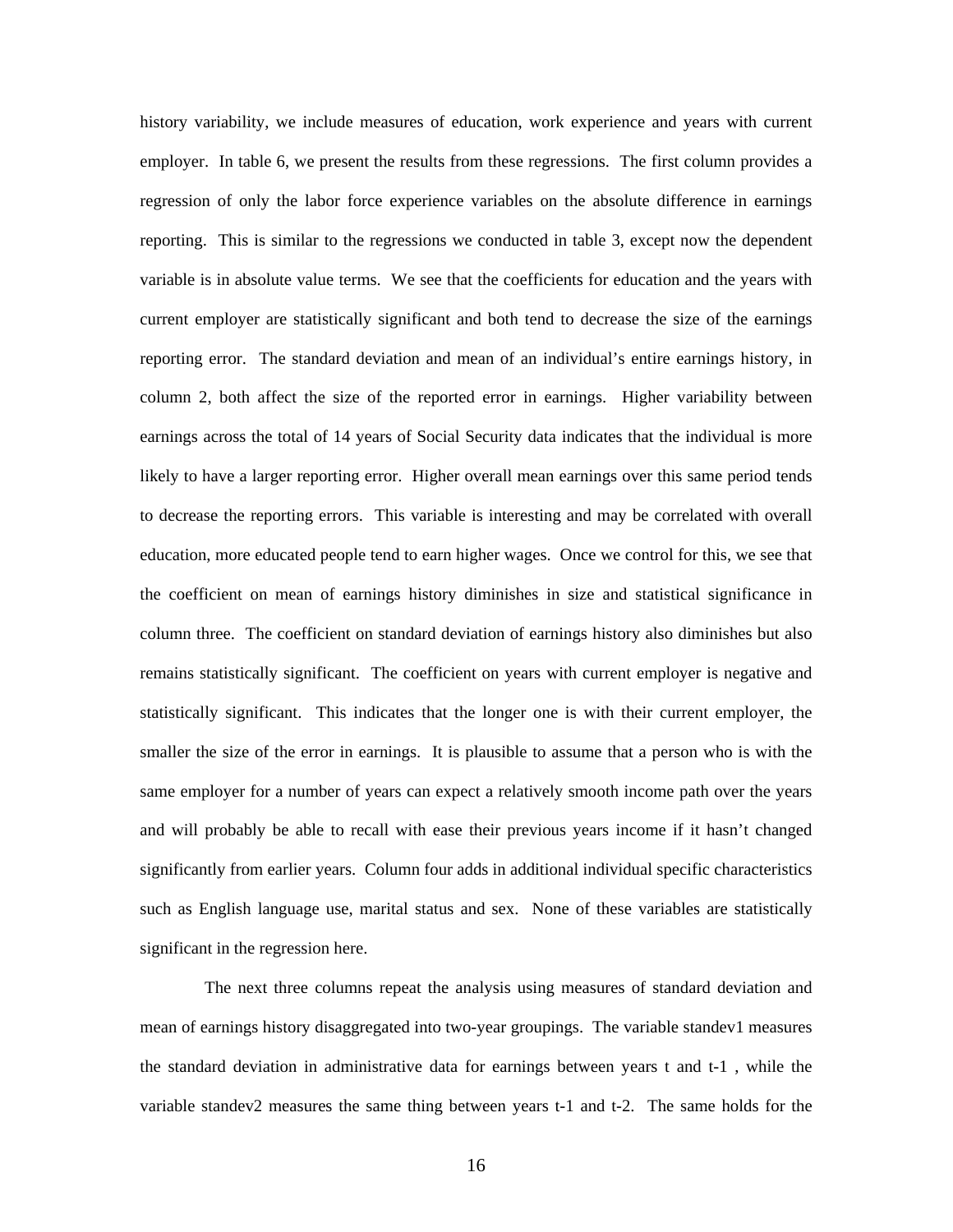history variability, we include measures of education, work experience and years with current employer. In table 6, we present the results from these regressions. The first column provides a regression of only the labor force experience variables on the absolute difference in earnings reporting. This is similar to the regressions we conducted in table 3, except now the dependent variable is in absolute value terms. We see that the coefficients for education and the years with current employer are statistically significant and both tend to decrease the size of the earnings reporting error. The standard deviation and mean of an individual's entire earnings history, in column 2, both affect the size of the reported error in earnings. Higher variability between earnings across the total of 14 years of Social Security data indicates that the individual is more likely to have a larger reporting error. Higher overall mean earnings over this same period tends to decrease the reporting errors. This variable is interesting and may be correlated with overall education, more educated people tend to earn higher wages. Once we control for this, we see that the coefficient on mean of earnings history diminishes in size and statistical significance in column three. The coefficient on standard deviation of earnings history also diminishes but also remains statistically significant. The coefficient on years with current employer is negative and statistically significant. This indicates that the longer one is with their current employer, the smaller the size of the error in earnings. It is plausible to assume that a person who is with the same employer for a number of years can expect a relatively smooth income path over the years and will probably be able to recall with ease their previous years income if it hasn't changed significantly from earlier years. Column four adds in additional individual specific characteristics such as English language use, marital status and sex. None of these variables are statistically significant in the regression here.

The next three columns repeat the analysis using measures of standard deviation and mean of earnings history disaggregated into two-year groupings. The variable standev1 measures the standard deviation in administrative data for earnings between years t and t-1 , while the variable standev2 measures the same thing between years t-1 and t-2. The same holds for the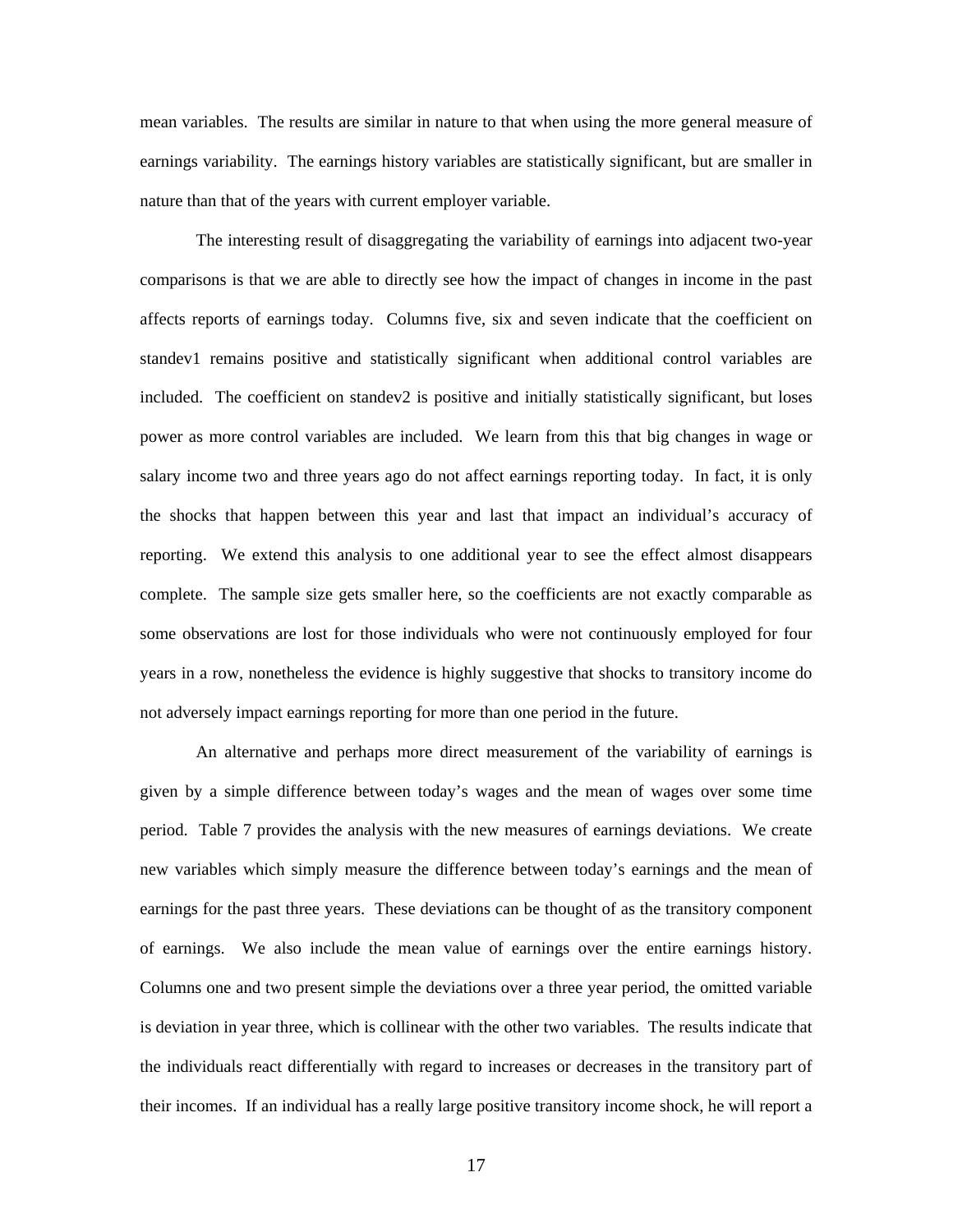mean variables. The results are similar in nature to that when using the more general measure of earnings variability. The earnings history variables are statistically significant, but are smaller in nature than that of the years with current employer variable.

The interesting result of disaggregating the variability of earnings into adjacent two-year comparisons is that we are able to directly see how the impact of changes in income in the past affects reports of earnings today. Columns five, six and seven indicate that the coefficient on standev1 remains positive and statistically significant when additional control variables are included. The coefficient on standev2 is positive and initially statistically significant, but loses power as more control variables are included. We learn from this that big changes in wage or salary income two and three years ago do not affect earnings reporting today. In fact, it is only the shocks that happen between this year and last that impact an individual's accuracy of reporting. We extend this analysis to one additional year to see the effect almost disappears complete. The sample size gets smaller here, so the coefficients are not exactly comparable as some observations are lost for those individuals who were not continuously employed for four years in a row, nonetheless the evidence is highly suggestive that shocks to transitory income do not adversely impact earnings reporting for more than one period in the future.

An alternative and perhaps more direct measurement of the variability of earnings is given by a simple difference between today's wages and the mean of wages over some time period. Table 7 provides the analysis with the new measures of earnings deviations. We create new variables which simply measure the difference between today's earnings and the mean of earnings for the past three years. These deviations can be thought of as the transitory component of earnings. We also include the mean value of earnings over the entire earnings history. Columns one and two present simple the deviations over a three year period, the omitted variable is deviation in year three, which is collinear with the other two variables. The results indicate that the individuals react differentially with regard to increases or decreases in the transitory part of their incomes. If an individual has a really large positive transitory income shock, he will report a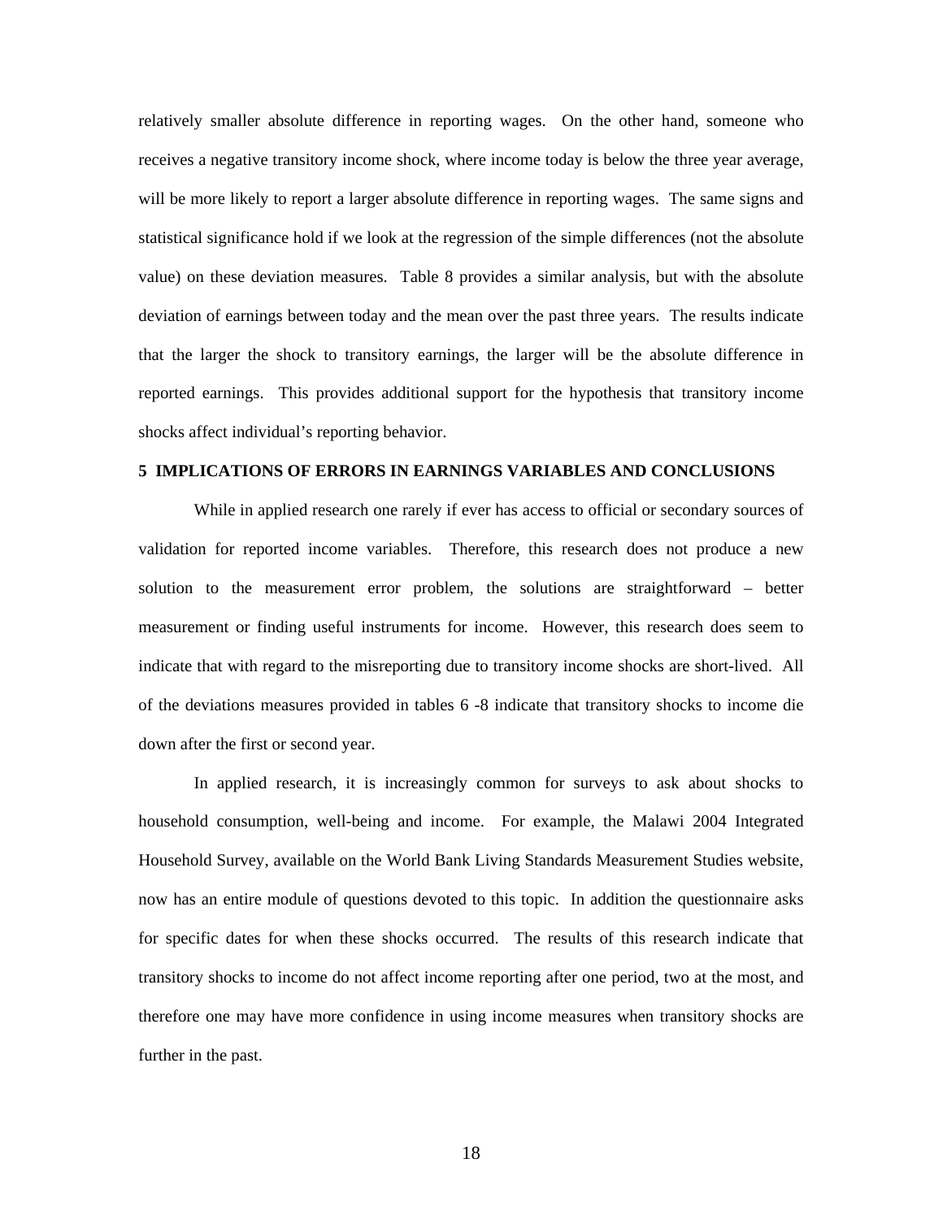relatively smaller absolute difference in reporting wages. On the other hand, someone who receives a negative transitory income shock, where income today is below the three year average, will be more likely to report a larger absolute difference in reporting wages. The same signs and statistical significance hold if we look at the regression of the simple differences (not the absolute value) on these deviation measures. Table 8 provides a similar analysis, but with the absolute deviation of earnings between today and the mean over the past three years. The results indicate that the larger the shock to transitory earnings, the larger will be the absolute difference in reported earnings. This provides additional support for the hypothesis that transitory income shocks affect individual's reporting behavior.

## 5 IMPLICATIONS OF ERRORS IN EARNINGS VARIABLES AND CONCLUSIONS

While in applied research one rarely if ever has access to official or secondary sources of validation for reported income variables. Therefore, this research does not produce a new solution to the measurement error problem, the solutions are straightforward – better measurement or finding useful instruments for income. However, this research does seem to indicate that with regard to the misreporting due to transitory income shocks are short-lived. All of the deviations measures provided in tables 6 -8 indicate that transitory shocks to income die down after the first or second year.

In applied research, it is increasingly common for surveys to ask about shocks to household consumption, well-being and income. For example, the Malawi 2004 Integrated Household Survey, available on the World Bank Living Standards Measurement Studies website, now has an entire module of questions devoted to this topic. In addition the questionnaire asks for specific dates for when these shocks occurred. The results of this research indicate that transitory shocks to income do not affect income reporting after one period, two at the most, and therefore one may have more confidence in using income measures when transitory shocks are further in the past.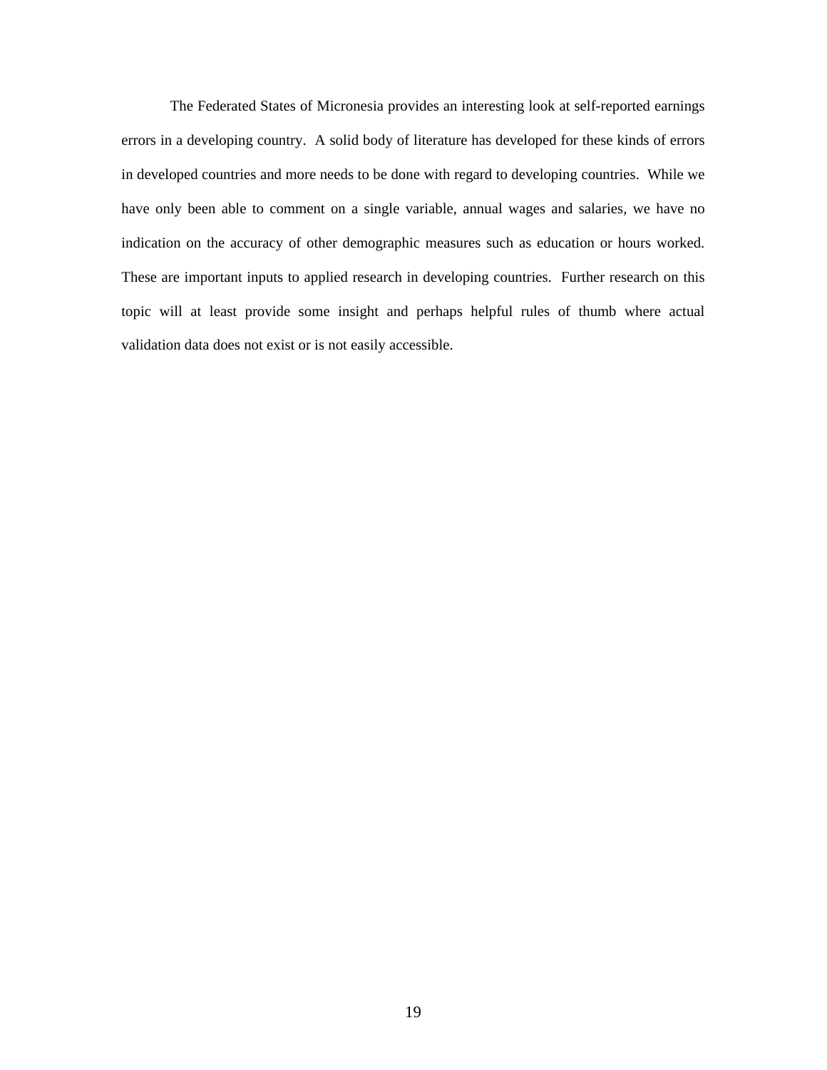The Federated States of Micronesia provides an interesting look at self-reported earnings errors in a developing country. A solid body of literature has developed for these kinds of errors in developed countries and more needs to be done with regard to developing countries. While we have only been able to comment on a single variable, annual wages and salaries, we have no indication on the accuracy of other demographic measures such as education or hours worked. These are important inputs to applied research in developing countries. Further research on this topic will at least provide some insight and perhaps helpful rules of thumb where actual validation data does not exist or is not easily accessible.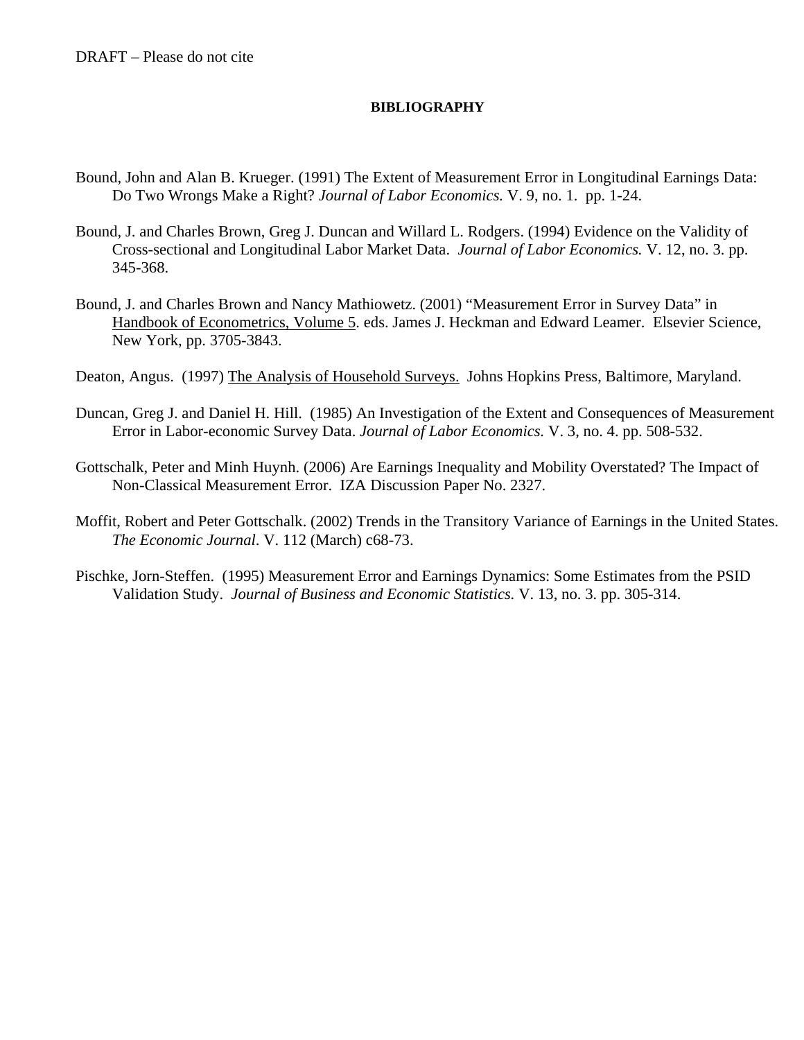DRAFT – Please do not cite

## BIBLIOGRAPHY

Bound, John and Alan B. Krueger. (1991) The Extent of Measurement Error in Longitudinal Earnings Data: Do Two Wrongs Make a Right? *Journal of Labor Economics.* V. 9, no. 1. pp. 1-24.

Bound, J. and Charles Brown, Greg J. Duncan and Willard L. Rodgers. (1994) Evidence on the Validity of Cross-sectional and Longitudinal Labor Market Data. *Journal of Labor Economics.* V. 12, no. 3. pp. 345-368.

Bound, J. and Charles Brown and Nancy Mathiowetz. (2001) "Measurement Error in Survey Data" in Handbook of Econometrics, Volume 5. eds. James J. Heckman and Edward Leamer. Elsevier Science, New York, pp. 3705-3843.

Deaton, Angus. (1997) The Analysis of Household Surveys. Johns Hopkins Press, Baltimore, Maryland.

Duncan, Greg J. and Daniel H. Hill. (1985) An Investigation of the Extent and Consequences of Measurement Error in Labor-economic Survey Data. *Journal of Labor Economics.* V. 3, no. 4. pp. 508-532.

Gottschalk, Peter and Minh Huynh. (2006) Are Earnings Inequality and Mobility Overstated? The Impact of Non-Classical Measurement Error. IZA Discussion Paper No. 2327.

Moffit, Robert and Peter Gottschalk. (2002) Trends in the Transitory Variance of Earnings in the United States. *The Economic Journal*. V. 112 (March) c68-73.

Pischke, Jorn-Steffen. (1995) Measurement Error and Earnings Dynamics: Some Estimates from the PSID Validation Study. *Journal of Business and Economic Statistics.* V. 13, no. 3. pp. 305-314.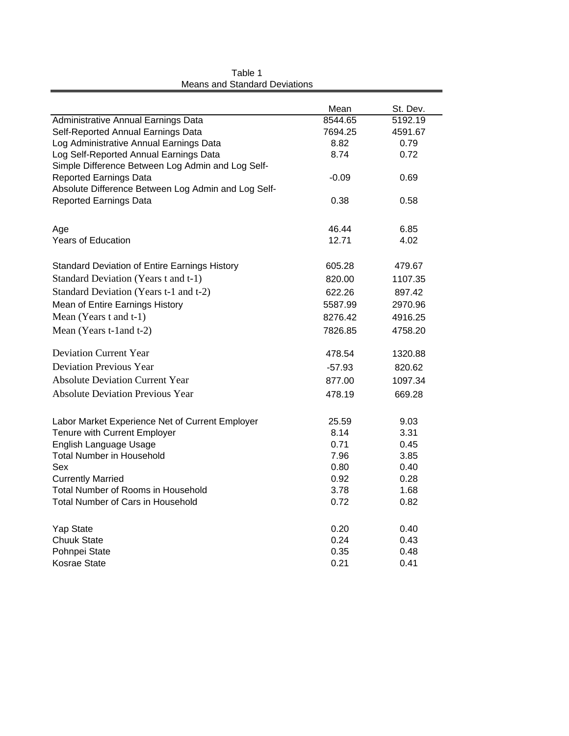Table 1
Means and Standard Deviations

| | Mean | St. Dev. |
|---|---|---|
| Administrative Annual Earnings Data | 8544.65 | 5192.19 |
| Self-Reported Annual Earnings Data | 7694.25 | 4591.67 |
| Log Administrative Annual Earnings Data | 8.82 | 0.79 |
| Log Self-Reported Annual Earnings Data | 8.74 | 0.72 |
| Simple Difference Between Log Admin and Log Self-Reported Earnings Data | -0.09 | 0.69 |
| Absolute Difference Between Log Admin and Log Self-Reported Earnings Data | 0.38 | 0.58 |
| | | |
| Age | 46.44 | 6.85 |
| Years of Education | 12.71 | 4.02 |
| | | |
| Standard Deviation of Entire Earnings History | 605.28 | 479.67 |
| Standard Deviation (Years t and t-1) | 820.00 | 1107.35 |
| Standard Deviation (Years t-1 and t-2) | 622.26 | 897.42 |
| Mean of Entire Earnings History | 5587.99 | 2970.96 |
| Mean (Years t and t-1) | 8276.42 | 4916.25 |
| Mean (Years t-1and t-2) | 7826.85 | 4758.20 |
| | | |
| Deviation Current Year | 478.54 | 1320.88 |
| Deviation Previous Year | -57.93 | 820.62 |
| Absolute Deviation Current Year | 877.00 | 1097.34 |
| Absolute Deviation Previous Year | 478.19 | 669.28 |
| | | |
| Labor Market Experience Net of Current Employer | 25.59 | 9.03 |
| Tenure with Current Employer | 8.14 | 3.31 |
| English Language Usage | 0.71 | 0.45 |
| Total Number in Household | 7.96 | 3.85 |
| Sex | 0.80 | 0.40 |
| Currently Married | 0.92 | 0.28 |
| Total Number of Rooms in Household | 3.78 | 1.68 |
| Total Number of Cars in Household | 0.72 | 0.82 |
| | | |
| Yap State | 0.20 | 0.40 |
| Chuuk State | 0.24 | 0.43 |
| Pohnpei State | 0.35 | 0.48 |
| Kosrae State | 0.21 | 0.41 |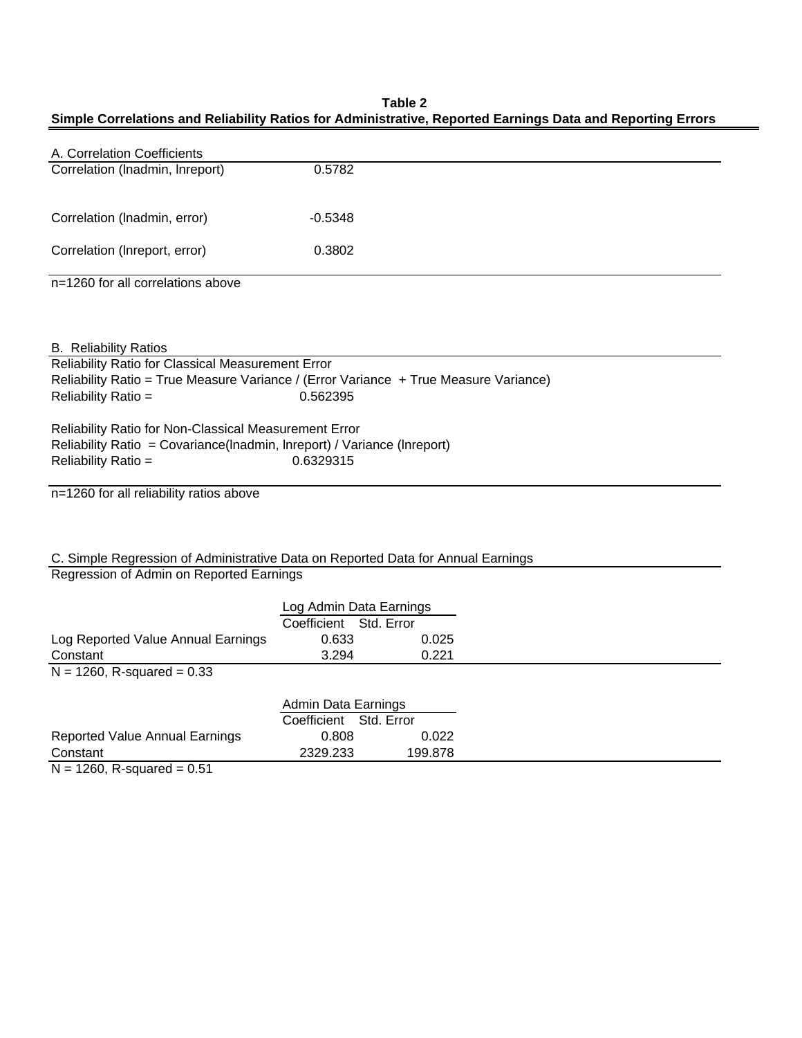**Table 2**

**Simple Correlations and Reliability Ratios for Administrative, Reported Earnings Data and Reporting Errors**

A. Correlation Coefficients

| | |
|---|---|
| Correlation (lnadmin, lnreport) | 0.5782 |
| Correlation (lnadmin, error) | -0.5348 |
| Correlation (lnreport, error) | 0.3802 |

n=1260 for all correlations above

B. Reliability Ratios

Reliability Ratio for Classical Measurement Error

Reliability Ratio = True Measure Variance / (Error Variance + True Measure Variance)

Reliability Ratio = 0.562395

Reliability Ratio for Non-Classical Measurement Error

Reliability Ratio = Covariance(lnadmin, lnreport) / Variance (lnreport)

Reliability Ratio = 0.6329315

n=1260 for all reliability ratios above

C. Simple Regression of Administrative Data on Reported Data for Annual Earnings

Regression of Admin on Reported Earnings

| | Log Admin Data Earnings | |
|---|---|---|
| | Coefficient | Std. Error |
| Log Reported Value Annual Earnings | 0.633 | 0.025 |
| Constant | 3.294 | 0.221 |

N = 1260, R-squared = 0.33

| | Admin Data Earnings | |
|---|---|---|
| | Coefficient | Std. Error |
| Reported Value Annual Earnings | 0.808 | 0.022 |
| Constant | 2329.233 | 199.878 |

N = 1260, R-squared = 0.51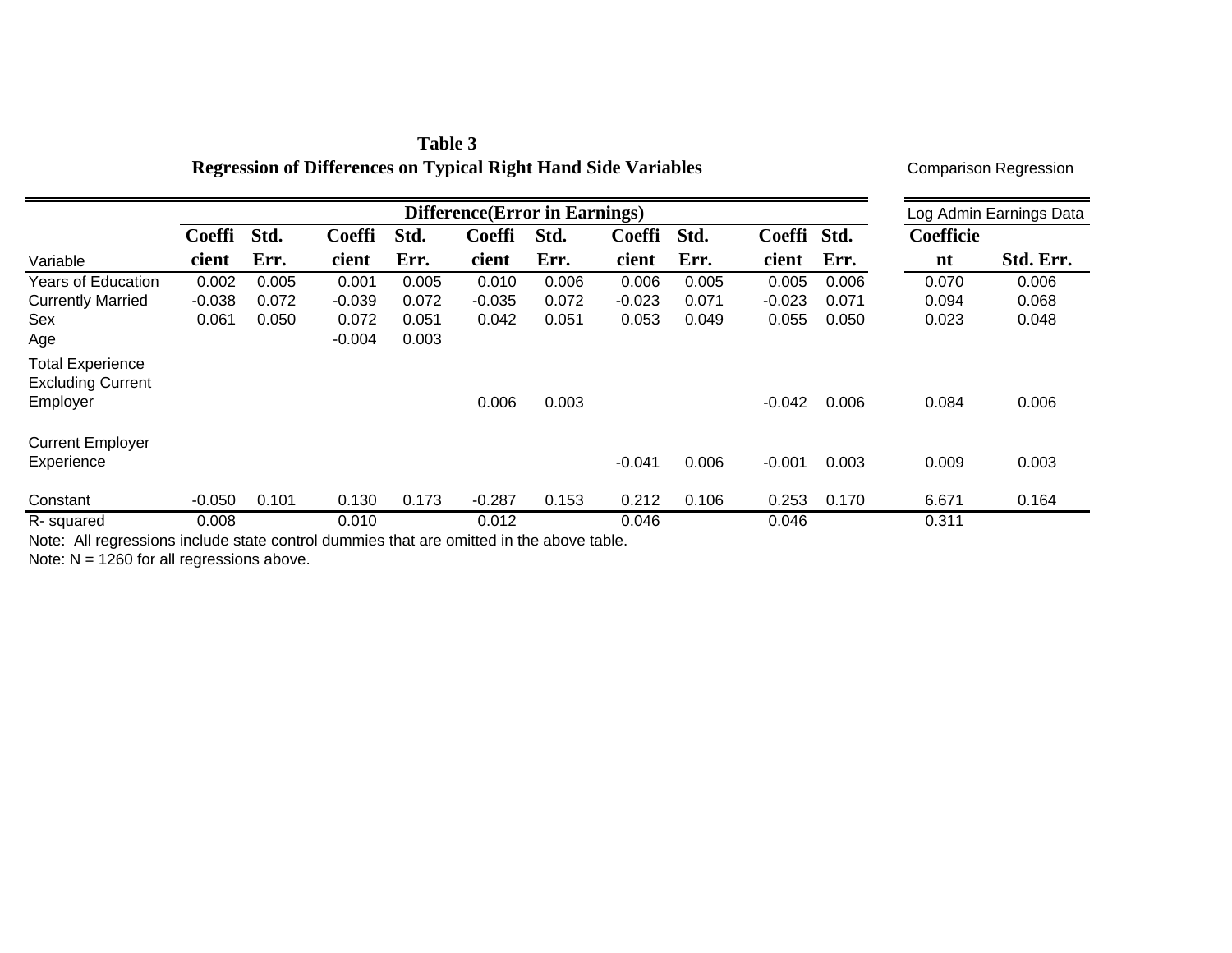**Table 3**
**Regression of Differences on Typical Right Hand Side Variables**

| Variable | Difference(Error in Earnings) | | | | | | | | | | Comparison Regression: Log Admin Earnings Data | |
|---|---|---|---|---|---|---|---|---|---|---|---|---|
| | Coefficient | Std. Err. | Coefficient | Std. Err. | Coefficient | Std. Err. | Coefficient | Std. Err. | Coefficient | Std. Err. | Coefficient | Std. Err. |
| Years of Education | 0.002 | 0.005 | 0.001 | 0.005 | 0.010 | 0.006 | 0.006 | 0.005 | 0.005 | 0.006 | 0.070 | 0.006 |
| Currently Married | -0.038 | 0.072 | -0.039 | 0.072 | -0.035 | 0.072 | -0.023 | 0.071 | -0.023 | 0.071 | 0.094 | 0.068 |
| Sex | 0.061 | 0.050 | 0.072 | 0.051 | 0.042 | 0.051 | 0.053 | 0.049 | 0.055 | 0.050 | 0.023 | 0.048 |
| Age | | | -0.004 | 0.003 | | | | | | | | |
| Total Experience Excluding Current Employer | | | | | 0.006 | 0.003 | | | -0.042 | 0.006 | 0.084 | 0.006 |
| Current Employer Experience | | | | | | | -0.041 | 0.006 | -0.001 | 0.003 | 0.009 | 0.003 |
| Constant | -0.050 | 0.101 | 0.130 | 0.173 | -0.287 | 0.153 | 0.212 | 0.106 | 0.253 | 0.170 | 6.671 | 0.164 |
| R- squared | 0.008 | | 0.010 | | 0.012 | | 0.046 | | 0.046 | | 0.311 | |

Note: All regressions include state control dummies that are omitted in the above table.
Note: N = 1260 for all regressions above.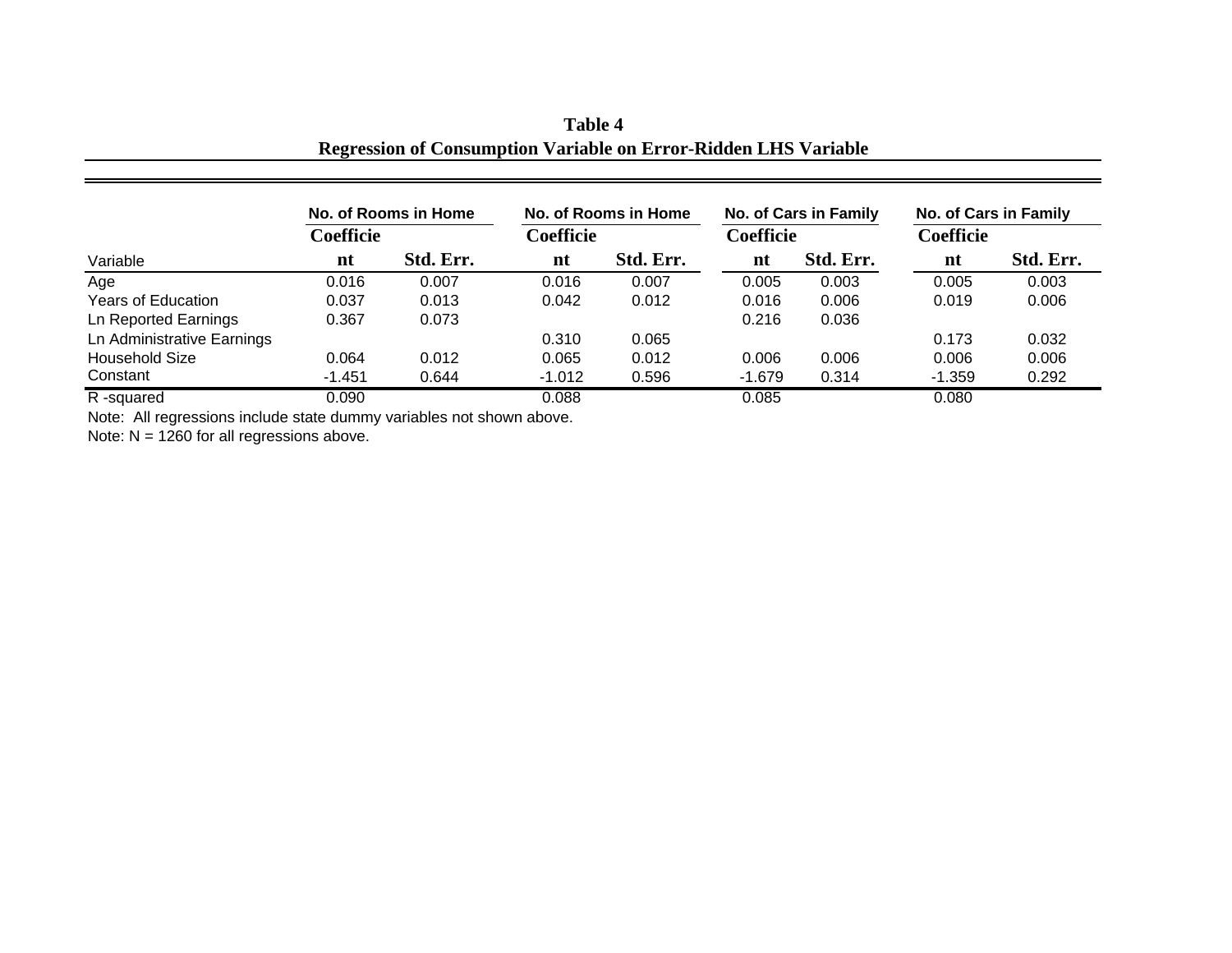**Table 4**

**Regression of Consumption Variable on Error-Ridden LHS Variable**

| | No. of Rooms in Home | | No. of Rooms in Home | | No. of Cars in Family | | No. of Cars in Family | |
|---|---|---|---|---|---|---|---|---|
| Variable | Coefficient | Std. Err. | Coefficient | Std. Err. | Coefficient | Std. Err. | Coefficient | Std. Err. |
| Age | 0.016 | 0.007 | 0.016 | 0.007 | 0.005 | 0.003 | 0.005 | 0.003 |
| Years of Education | 0.037 | 0.013 | 0.042 | 0.012 | 0.016 | 0.006 | 0.019 | 0.006 |
| Ln Reported Earnings | 0.367 | 0.073 | | | 0.216 | 0.036 | | |
| Ln Administrative Earnings | | | 0.310 | 0.065 | | | 0.173 | 0.032 |
| Household Size | 0.064 | 0.012 | 0.065 | 0.012 | 0.006 | 0.006 | 0.006 | 0.006 |
| Constant | -1.451 | 0.644 | -1.012 | 0.596 | -1.679 | 0.314 | -1.359 | 0.292 |
| R -squared | 0.090 | | 0.088 | | 0.085 | | 0.080 | |

Note: All regressions include state dummy variables not shown above.

Note: N = 1260 for all regressions above.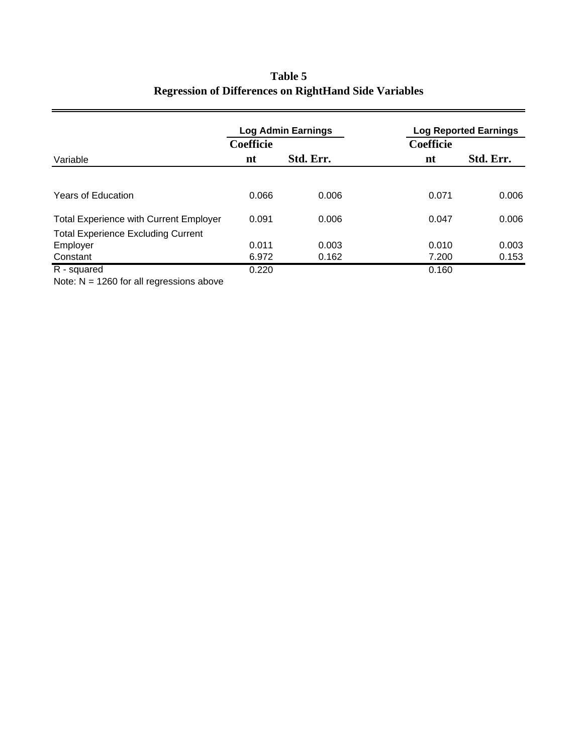**Table 5**
**Regression of Differences on RightHand Side Variables**

| | Log Admin Earnings | | Log Reported Earnings | |
|---|---|---|---|---|
| Variable | Coefficient | Std. Err. | Coefficient | Std. Err. |
| Years of Education | 0.066 | 0.006 | 0.071 | 0.006 |
| Total Experience with Current Employer | 0.091 | 0.006 | 0.047 | 0.006 |
| Total Experience Excluding Current Employer | 0.011 | 0.003 | 0.010 | 0.003 |
| Constant | 6.972 | 0.162 | 7.200 | 0.153 |
| R - squared | 0.220 | | 0.160 | |

Note: N = 1260 for all regressions above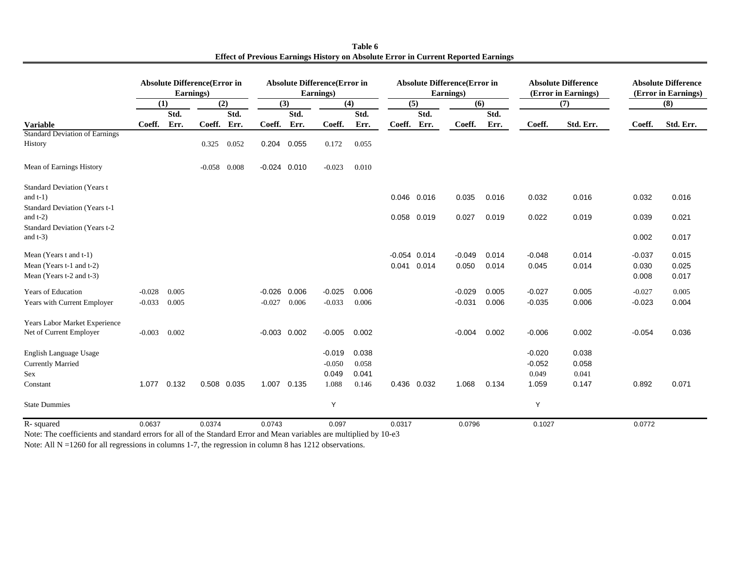**Table 6**
**Effect of Previous Earnings History on Absolute Error in Current Reported Earnings**

| | Absolute Difference(Error in Earnings) | | | | Absolute Difference(Error in Earnings) | | | | Absolute Difference(Error in Earnings) | | | | Absolute Difference (Error in Earnings) | | Absolute Difference (Error in Earnings) | |
|---|---|---|---|---|---|---|---|---|---|---|---|---|---|---|---|---|
| | (1) | | (2) | | (3) | | (4) | | (5) | | (6) | | (7) | | (8) | |
| **Variable** | **Coeff.** | **Std. Err.** | **Coeff.** | **Std. Err.** | **Coeff.** | **Std. Err.** | **Coeff.** | **Std. Err.** | **Coeff.** | **Std. Err.** | **Coeff.** | **Std. Err.** | **Coeff.** | **Std. Err.** | **Coeff.** | **Std. Err.** |
| Standard Deviation of Earnings History | | | 0.325 | 0.052 | 0.204 | 0.055 | 0.172 | 0.055 | | | | | | | | |
| Mean of Earnings History | | | -0.058 | 0.008 | -0.024 | 0.010 | -0.023 | 0.010 | | | | | | | | |
| Standard Deviation (Years t and t-1) | | | | | | | | | 0.046 | 0.016 | 0.035 | 0.016 | 0.032 | 0.016 | 0.032 | 0.016 |
| Standard Deviation (Years t-1 and t-2) | | | | | | | | | 0.058 | 0.019 | 0.027 | 0.019 | 0.022 | 0.019 | 0.039 | 0.021 |
| Standard Deviation (Years t-2 and t-3) | | | | | | | | | | | | | | | 0.002 | 0.017 |
| Mean (Years t and t-1) | | | | | | | | | -0.054 | 0.014 | -0.049 | 0.014 | -0.048 | 0.014 | -0.037 | 0.015 |
| Mean (Years t-1 and t-2) | | | | | | | | | 0.041 | 0.014 | 0.050 | 0.014 | 0.045 | 0.014 | 0.030 | 0.025 |
| Mean (Years t-2 and t-3) | | | | | | | | | | | | | | | 0.008 | 0.017 |
| Years of Education | -0.028 | 0.005 | | | -0.026 | 0.006 | -0.025 | 0.006 | | | -0.029 | 0.005 | -0.027 | 0.005 | -0.027 | 0.005 |
| Years with Current Employer | -0.033 | 0.005 | | | -0.027 | 0.006 | -0.033 | 0.006 | | | -0.031 | 0.006 | -0.035 | 0.006 | -0.023 | 0.004 |
| Years Labor Market Experience Net of Current Employer | -0.003 | 0.002 | | | -0.003 | 0.002 | -0.005 | 0.002 | | | -0.004 | 0.002 | -0.006 | 0.002 | -0.054 | 0.036 |
| English Language Usage | | | | | | | -0.019 | 0.038 | | | | | -0.020 | 0.038 | | |
| Currently Married | | | | | | | -0.050 | 0.058 | | | | | -0.052 | 0.058 | | |
| Sex | | | | | | | 0.049 | 0.041 | | | | | 0.049 | 0.041 | | |
| Constant | 1.077 | 0.132 | 0.508 | 0.035 | 1.007 | 0.135 | 1.088 | 0.146 | 0.436 | 0.032 | 1.068 | 0.134 | 1.059 | 0.147 | 0.892 | 0.071 |
| State Dummies | | | | | | | Y | | | | | | Y | | | |
| R- squared | 0.0637 | | 0.0374 | | 0.0743 | | 0.097 | | 0.0317 | | 0.0796 | | 0.1027 | | 0.0772 | |

Note: The coefficients and standard errors for all of the Standard Error and Mean variables are multiplied by 10-e3

Note: All N =1260 for all regressions in columns 1-7, the regression in column 8 has 1212 observations.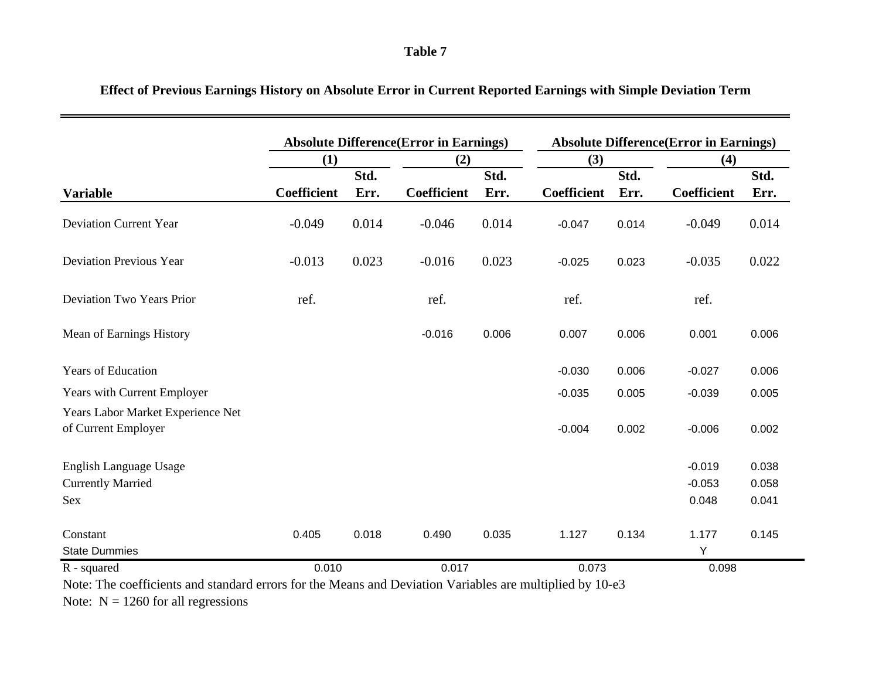# Table 7

## Effect of Previous Earnings History on Absolute Error in Current Reported Earnings with Simple Deviation Term

| | Absolute Difference(Error in Earnings) | | | | Absolute Difference(Error in Earnings) | | | |
|---|---|---|---|---|---|---|---|---|
| | (1) | | (2) | | (3) | | (4) | |
| **Variable** | **Coefficient** | **Std. Err.** | **Coefficient** | **Std. Err.** | **Coefficient** | **Std. Err.** | **Coefficient** | **Std. Err.** |
| Deviation Current Year | -0.049 | 0.014 | -0.046 | 0.014 | -0.047 | 0.014 | -0.049 | 0.014 |
| Deviation Previous Year | -0.013 | 0.023 | -0.016 | 0.023 | -0.025 | 0.023 | -0.035 | 0.022 |
| Deviation Two Years Prior | ref. | | ref. | | ref. | | ref. | |
| Mean of Earnings History | | | -0.016 | 0.006 | 0.007 | 0.006 | 0.001 | 0.006 |
| Years of Education | | | | | -0.030 | 0.006 | -0.027 | 0.006 |
| Years with Current Employer | | | | | -0.035 | 0.005 | -0.039 | 0.005 |
| Years Labor Market Experience Net of Current Employer | | | | | -0.004 | 0.002 | -0.006 | 0.002 |
| English Language Usage | | | | | | | -0.019 | 0.038 |
| Currently Married | | | | | | | -0.053 | 0.058 |
| Sex | | | | | | | 0.048 | 0.041 |
| Constant | 0.405 | 0.018 | 0.490 | 0.035 | 1.127 | 0.134 | 1.177 | 0.145 |
| State Dummies | | | | | | | Y | |
| R - squared | 0.010 | | 0.017 | | 0.073 | | 0.098 | |

Note: The coefficients and standard errors for the Means and Deviation Variables are multiplied by 10-e3

Note: N = 1260 for all regressions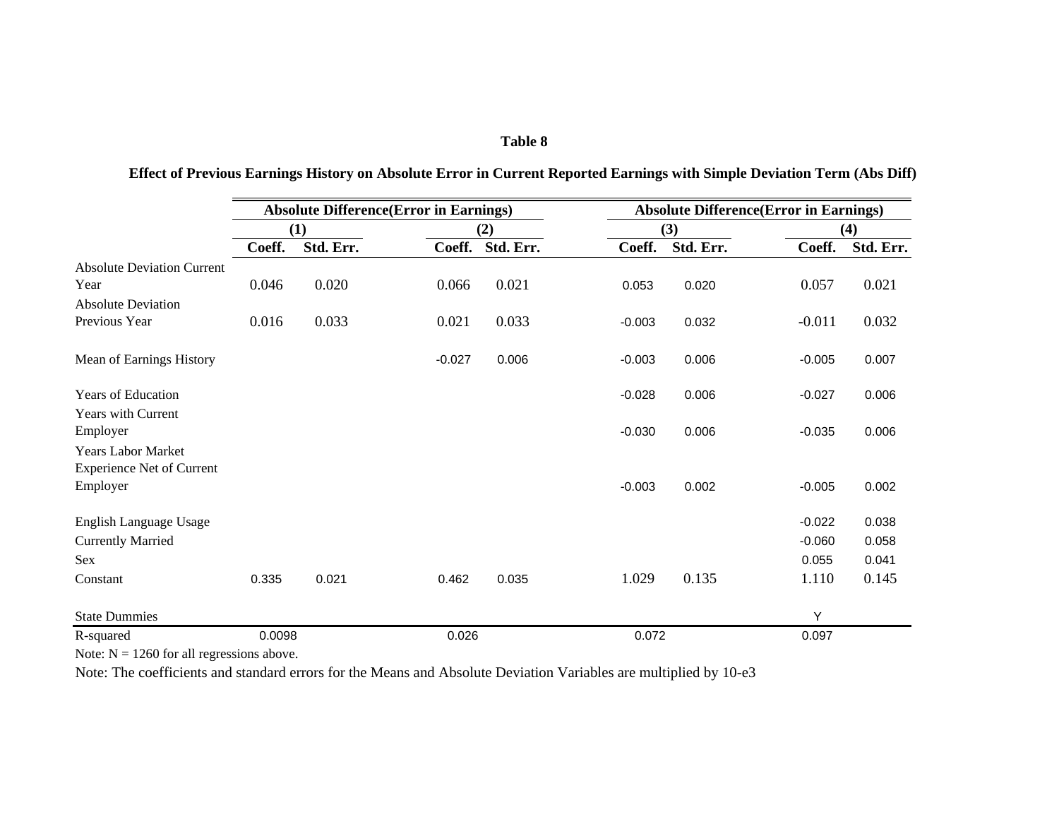**Table 8**

**Effect of Previous Earnings History on Absolute Error in Current Reported Earnings with Simple Deviation Term (Abs Diff)**

| | Absolute Difference(Error in Earnings) | | | | Absolute Difference(Error in Earnings) | | | |
|---|---|---|---|---|---|---|---|---|
| | (1) | | (2) | | (3) | | (4) | |
| | Coeff. | Std. Err. | Coeff. | Std. Err. | Coeff. | Std. Err. | Coeff. | Std. Err. |
| Absolute Deviation Current Year | 0.046 | 0.020 | 0.066 | 0.021 | 0.053 | 0.020 | 0.057 | 0.021 |
| Absolute Deviation Previous Year | 0.016 | 0.033 | 0.021 | 0.033 | -0.003 | 0.032 | -0.011 | 0.032 |
| Mean of Earnings History | | | -0.027 | 0.006 | -0.003 | 0.006 | -0.005 | 0.007 |
| Years of Education | | | | | -0.028 | 0.006 | -0.027 | 0.006 |
| Years with Current Employer | | | | | -0.030 | 0.006 | -0.035 | 0.006 |
| Years Labor Market Experience Net of Current Employer | | | | | -0.003 | 0.002 | -0.005 | 0.002 |
| English Language Usage | | | | | | | -0.022 | 0.038 |
| Currently Married | | | | | | | -0.060 | 0.058 |
| Sex | | | | | | | 0.055 | 0.041 |
| Constant | 0.335 | 0.021 | 0.462 | 0.035 | 1.029 | 0.135 | 1.110 | 0.145 |
| State Dummies | | | | | | | Y | |
| R-squared | 0.0098 | | 0.026 | | 0.072 | | 0.097 | |

Note: N = 1260 for all regressions above.

Note: The coefficients and standard errors for the Means and Absolute Deviation Variables are multiplied by 10-e3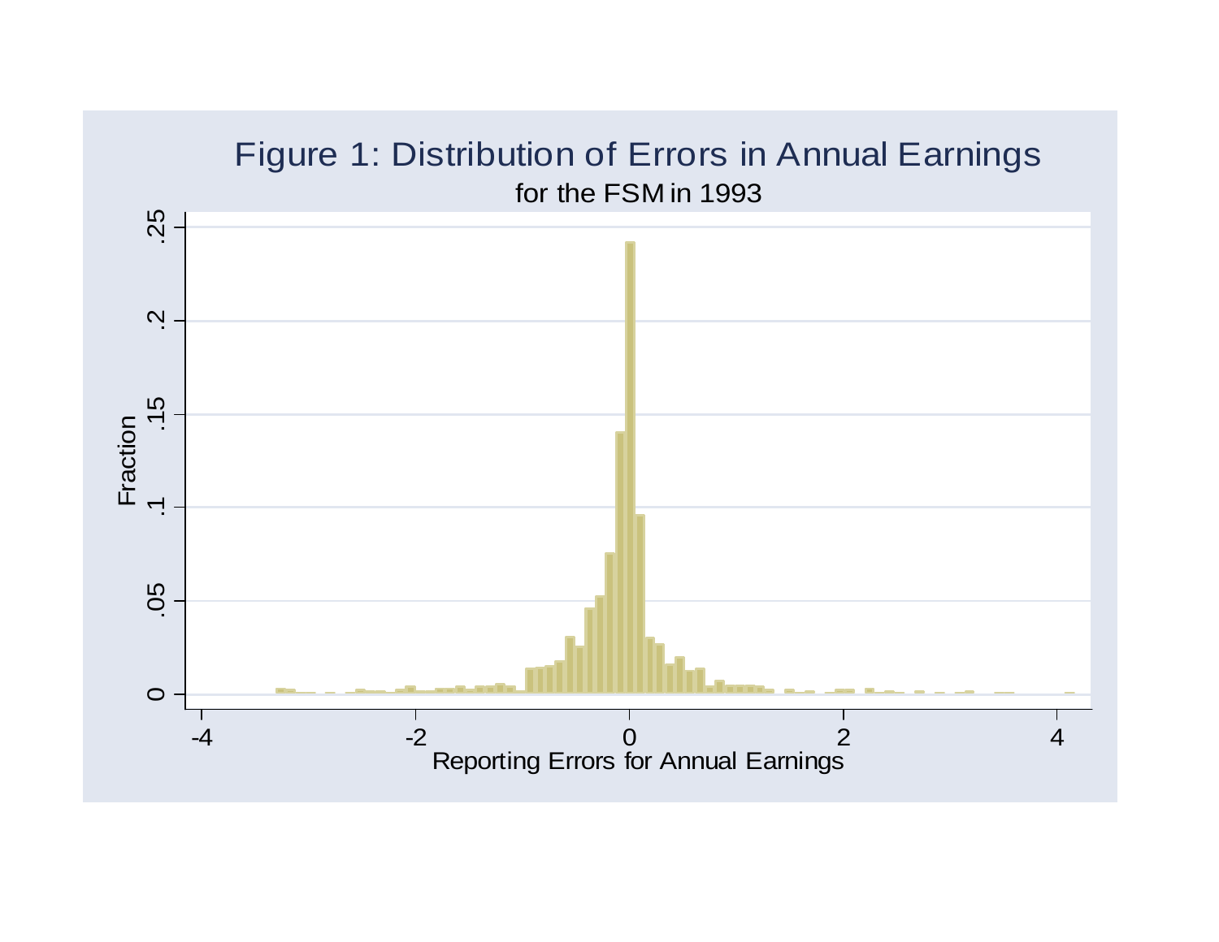Figure 1: Distribution of Errors in Annual Earnings

for the FSM in 1993

Fraction

0
.05
.1
.15
.2
.25

-4
-2
0
2
4

Reporting Errors for Annual Earnings